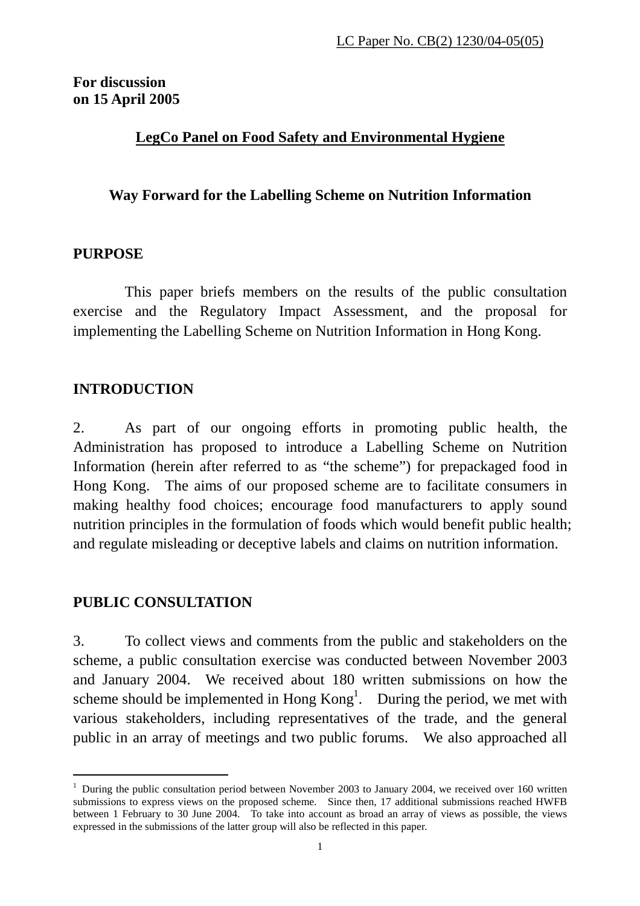LC Paper No. CB(2) 1230/04-05(05)

**For discussion on 15 April 2005**

## LegCo Panel on Food Safety and Environmental Hygiene

## Way Forward for the Labelling Scheme on Nutrition Information

### PURPOSE

This paper briefs members on the results of the public consultation exercise and the Regulatory Impact Assessment, and the proposal for implementing the Labelling Scheme on Nutrition Information in Hong Kong.

### INTRODUCTION

2. As part of our ongoing efforts in promoting public health, the Administration has proposed to introduce a Labelling Scheme on Nutrition Information (herein after referred to as "the scheme") for prepackaged food in Hong Kong. The aims of our proposed scheme are to facilitate consumers in making healthy food choices; encourage food manufacturers to apply sound nutrition principles in the formulation of foods which would benefit public health; and regulate misleading or deceptive labels and claims on nutrition information.

### PUBLIC CONSULTATION

3. To collect views and comments from the public and stakeholders on the scheme, a public consultation exercise was conducted between November 2003 and January 2004. We received about 180 written submissions on how the scheme should be implemented in Hong Kong[1]. During the period, we met with various stakeholders, including representatives of the trade, and the general public in an array of meetings and two public forums. We also approached all

[1] During the public consultation period between November 2003 to January 2004, we received over 160 written submissions to express views on the proposed scheme. Since then, 17 additional submissions reached HWFB between 1 February to 30 June 2004. To take into account as broad an array of views as possible, the views expressed in the submissions of the latter group will also be reflected in this paper.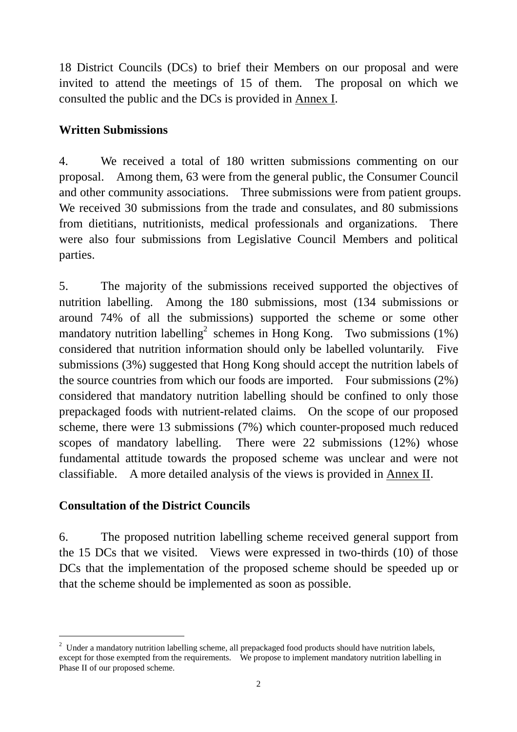18 District Councils (DCs) to brief their Members on our proposal and were invited to attend the meetings of 15 of them. The proposal on which we consulted the public and the DCs is provided in Annex I.

**Written Submissions**

4. We received a total of 180 written submissions commenting on our proposal. Among them, 63 were from the general public, the Consumer Council and other community associations. Three submissions were from patient groups. We received 30 submissions from the trade and consulates, and 80 submissions from dietitians, nutritionists, medical professionals and organizations. There were also four submissions from Legislative Council Members and political parties.

5. The majority of the submissions received supported the objectives of nutrition labelling. Among the 180 submissions, most (134 submissions or around 74% of all the submissions) supported the scheme or some other mandatory nutrition labelling[2] schemes in Hong Kong. Two submissions (1%) considered that nutrition information should only be labelled voluntarily. Five submissions (3%) suggested that Hong Kong should accept the nutrition labels of the source countries from which our foods are imported. Four submissions (2%) considered that mandatory nutrition labelling should be confined to only those prepackaged foods with nutrient-related claims. On the scope of our proposed scheme, there were 13 submissions (7%) which counter-proposed much reduced scopes of mandatory labelling. There were 22 submissions (12%) whose fundamental attitude towards the proposed scheme was unclear and were not classifiable. A more detailed analysis of the views is provided in Annex II.

**Consultation of the District Councils**

6. The proposed nutrition labelling scheme received general support from the 15 DCs that we visited. Views were expressed in two-thirds (10) of those DCs that the implementation of the proposed scheme should be speeded up or that the scheme should be implemented as soon as possible.

[2] Under a mandatory nutrition labelling scheme, all prepackaged food products should have nutrition labels, except for those exempted from the requirements. We propose to implement mandatory nutrition labelling in Phase II of our proposed scheme.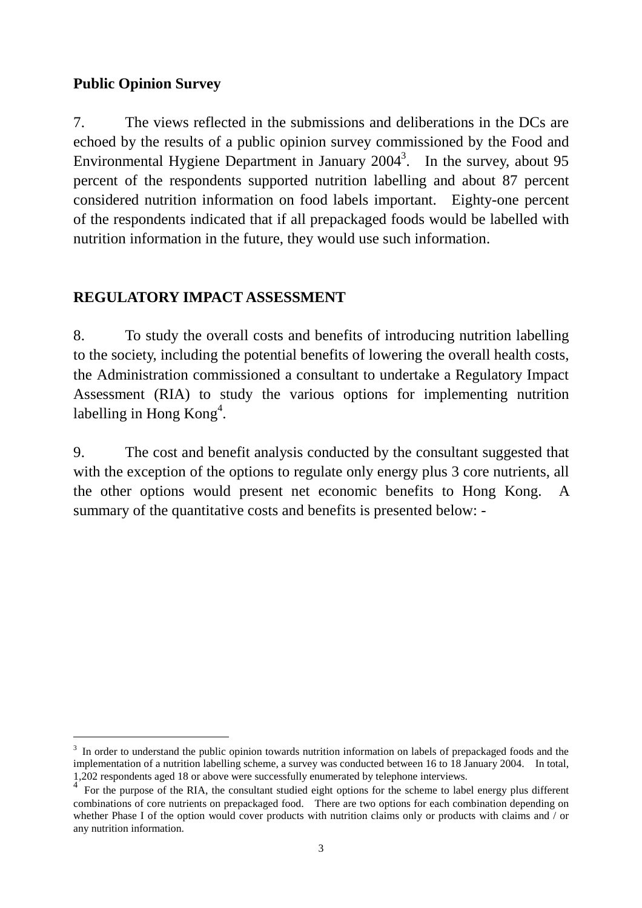**Public Opinion Survey**

7. The views reflected in the submissions and deliberations in the DCs are echoed by the results of a public opinion survey commissioned by the Food and Environmental Hygiene Department in January 2004[3]. In the survey, about 95 percent of the respondents supported nutrition labelling and about 87 percent considered nutrition information on food labels important. Eighty-one percent of the respondents indicated that if all prepackaged foods would be labelled with nutrition information in the future, they would use such information.

**REGULATORY IMPACT ASSESSMENT**

8. To study the overall costs and benefits of introducing nutrition labelling to the society, including the potential benefits of lowering the overall health costs, the Administration commissioned a consultant to undertake a Regulatory Impact Assessment (RIA) to study the various options for implementing nutrition labelling in Hong Kong[4].

9. The cost and benefit analysis conducted by the consultant suggested that with the exception of the options to regulate only energy plus 3 core nutrients, all the other options would present net economic benefits to Hong Kong. A summary of the quantitative costs and benefits is presented below: -

---

[3] In order to understand the public opinion towards nutrition information on labels of prepackaged foods and the implementation of a nutrition labelling scheme, a survey was conducted between 16 to 18 January 2004. In total, 1,202 respondents aged 18 or above were successfully enumerated by telephone interviews.

[4] For the purpose of the RIA, the consultant studied eight options for the scheme to label energy plus different combinations of core nutrients on prepackaged food. There are two options for each combination depending on whether Phase I of the option would cover products with nutrition claims only or products with claims and / or any nutrition information.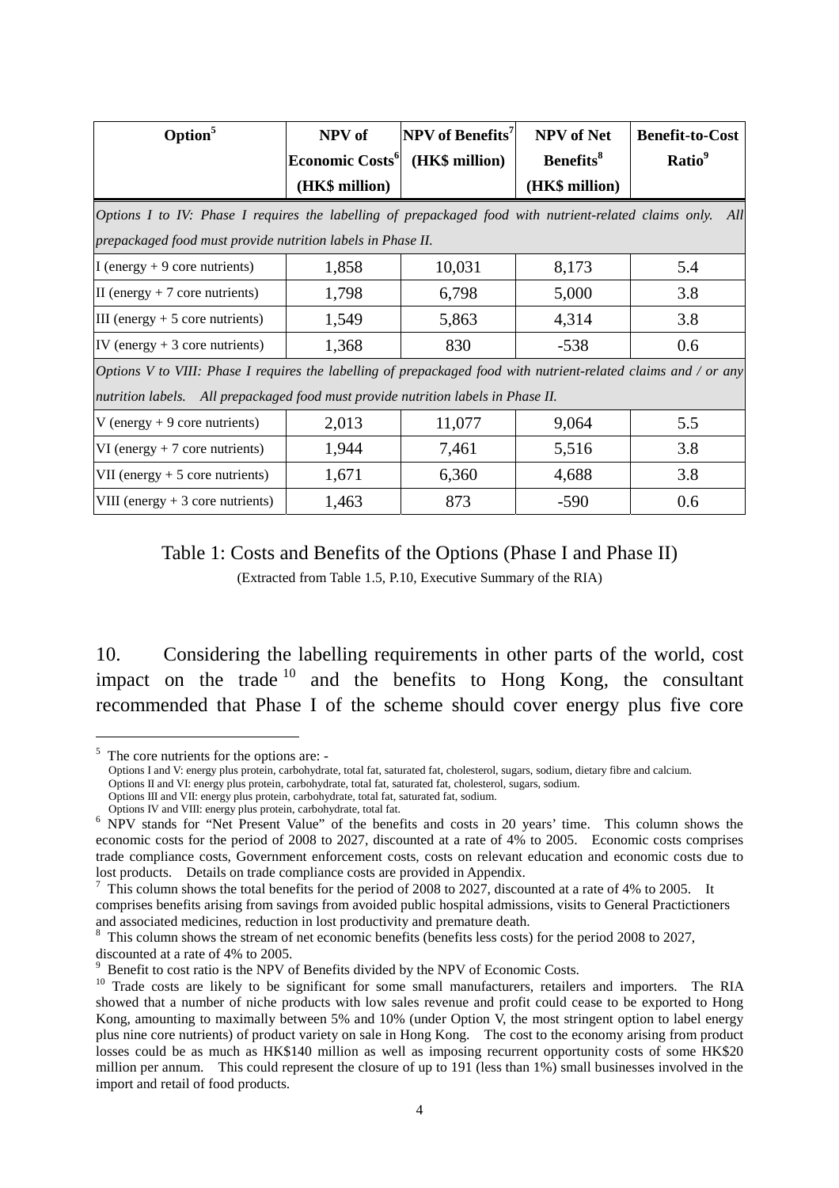| Option[5] | NPV of Economic Costs[6] (HK$ million) | NPV of Benefits[7] (HK$ million) | NPV of Net Benefits[8] (HK$ million) | Benefit-to-Cost Ratio[9] |
|---|---|---|---|---|
| *Options I to IV: Phase I requires the labelling of prepackaged food with nutrient-related claims only. All prepackaged food must provide nutrition labels in Phase II.* | | | | |
| I (energy + 9 core nutrients) | 1,858 | 10,031 | 8,173 | 5.4 |
| II (energy + 7 core nutrients) | 1,798 | 6,798 | 5,000 | 3.8 |
| III (energy + 5 core nutrients) | 1,549 | 5,863 | 4,314 | 3.8 |
| IV (energy + 3 core nutrients) | 1,368 | 830 | -538 | 0.6 |
| *Options V to VIII: Phase I requires the labelling of prepackaged food with nutrient-related claims and / or any nutrition labels. All prepackaged food must provide nutrition labels in Phase II.* | | | | |
| V (energy + 9 core nutrients) | 2,013 | 11,077 | 9,064 | 5.5 |
| VI (energy + 7 core nutrients) | 1,944 | 7,461 | 5,516 | 3.8 |
| VII (energy + 5 core nutrients) | 1,671 | 6,360 | 4,688 | 3.8 |
| VIII (energy + 3 core nutrients) | 1,463 | 873 | -590 | 0.6 |

Table 1: Costs and Benefits of the Options (Phase I and Phase II)

(Extracted from Table 1.5, P.10, Executive Summary of the RIA)

10. Considering the labelling requirements in other parts of the world, cost impact on the trade[10] and the benefits to Hong Kong, the consultant recommended that Phase I of the scheme should cover energy plus five core

---

[5] The core nutrients for the options are: -
Options I and V: energy plus protein, carbohydrate, total fat, saturated fat, cholesterol, sugars, sodium, dietary fibre and calcium.
Options II and VI: energy plus protein, carbohydrate, total fat, saturated fat, cholesterol, sugars, sodium.
Options III and VII: energy plus protein, carbohydrate, total fat, saturated fat, sodium.
Options IV and VIII: energy plus protein, carbohydrate, total fat.

[6] NPV stands for "Net Present Value" of the benefits and costs in 20 years' time. This column shows the economic costs for the period of 2008 to 2027, discounted at a rate of 4% to 2005. Economic costs comprises trade compliance costs, Government enforcement costs, costs on relevant education and economic costs due to lost products. Details on trade compliance costs are provided in Appendix.

[7] This column shows the total benefits for the period of 2008 to 2027, discounted at a rate of 4% to 2005. It comprises benefits arising from savings from avoided public hospital admissions, visits to General Practictioners and associated medicines, reduction in lost productivity and premature death.

[8] This column shows the stream of net economic benefits (benefits less costs) for the period 2008 to 2027, discounted at a rate of 4% to 2005.

[9] Benefit to cost ratio is the NPV of Benefits divided by the NPV of Economic Costs.

[10] Trade costs are likely to be significant for some small manufacturers, retailers and importers. The RIA showed that a number of niche products with low sales revenue and profit could cease to be exported to Hong Kong, amounting to maximally between 5% and 10% (under Option V, the most stringent option to label energy plus nine core nutrients) of product variety on sale in Hong Kong. The cost to the economy arising from product losses could be as much as HK$140 million as well as imposing recurrent opportunity costs of some HK$20 million per annum. This could represent the closure of up to 191 (less than 1%) small businesses involved in the import and retail of food products.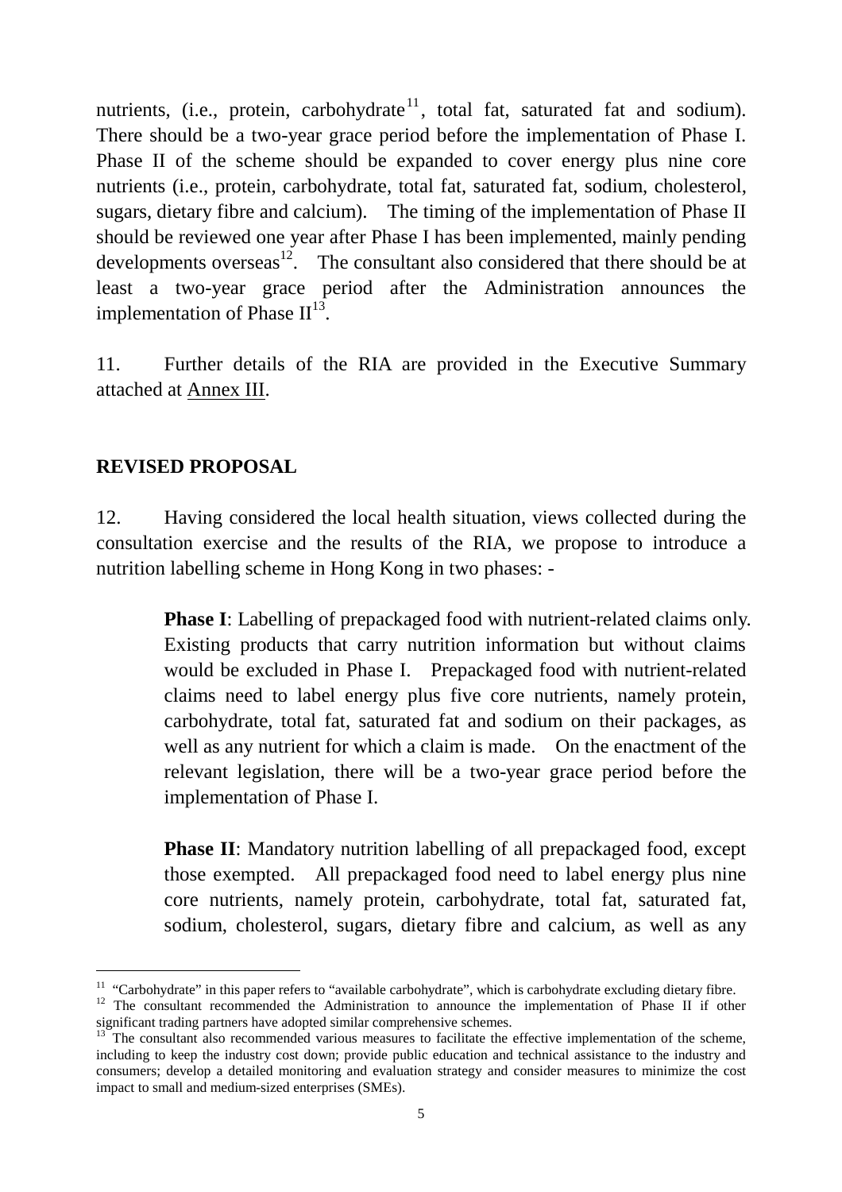nutrients, (i.e., protein, carbohydrate[11], total fat, saturated fat and sodium). There should be a two-year grace period before the implementation of Phase I. Phase II of the scheme should be expanded to cover energy plus nine core nutrients (i.e., protein, carbohydrate, total fat, saturated fat, sodium, cholesterol, sugars, dietary fibre and calcium). The timing of the implementation of Phase II should be reviewed one year after Phase I has been implemented, mainly pending developments overseas[12]. The consultant also considered that there should be at least a two-year grace period after the Administration announces the implementation of Phase II[13].

11. Further details of the RIA are provided in the Executive Summary attached at Annex III.

**REVISED PROPOSAL**

12. Having considered the local health situation, views collected during the consultation exercise and the results of the RIA, we propose to introduce a nutrition labelling scheme in Hong Kong in two phases: -

> **Phase I**: Labelling of prepackaged food with nutrient-related claims only. Existing products that carry nutrition information but without claims would be excluded in Phase I. Prepackaged food with nutrient-related claims need to label energy plus five core nutrients, namely protein, carbohydrate, total fat, saturated fat and sodium on their packages, as well as any nutrient for which a claim is made. On the enactment of the relevant legislation, there will be a two-year grace period before the implementation of Phase I.
>
> **Phase II**: Mandatory nutrition labelling of all prepackaged food, except those exempted. All prepackaged food need to label energy plus nine core nutrients, namely protein, carbohydrate, total fat, saturated fat, sodium, cholesterol, sugars, dietary fibre and calcium, as well as any

---

[11] "Carbohydrate" in this paper refers to "available carbohydrate", which is carbohydrate excluding dietary fibre.

[12] The consultant recommended the Administration to announce the implementation of Phase II if other significant trading partners have adopted similar comprehensive schemes.

[13] The consultant also recommended various measures to facilitate the effective implementation of the scheme, including to keep the industry cost down; provide public education and technical assistance to the industry and consumers; develop a detailed monitoring and evaluation strategy and consider measures to minimize the cost impact to small and medium-sized enterprises (SMEs).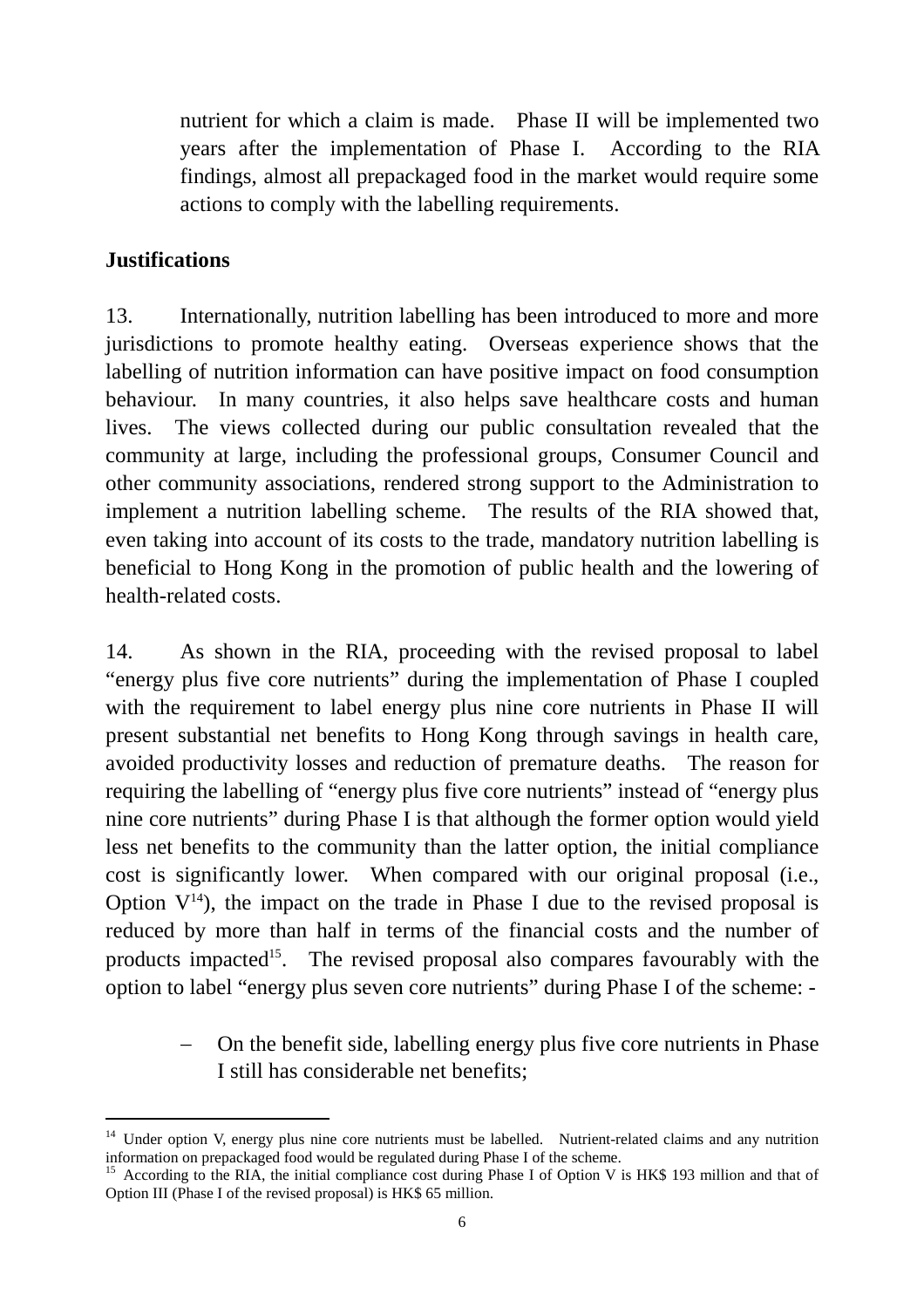nutrient for which a claim is made. Phase II will be implemented two years after the implementation of Phase I. According to the RIA findings, almost all prepackaged food in the market would require some actions to comply with the labelling requirements.

**Justifications**

13. Internationally, nutrition labelling has been introduced to more and more jurisdictions to promote healthy eating. Overseas experience shows that the labelling of nutrition information can have positive impact on food consumption behaviour. In many countries, it also helps save healthcare costs and human lives. The views collected during our public consultation revealed that the community at large, including the professional groups, Consumer Council and other community associations, rendered strong support to the Administration to implement a nutrition labelling scheme. The results of the RIA showed that, even taking into account of its costs to the trade, mandatory nutrition labelling is beneficial to Hong Kong in the promotion of public health and the lowering of health-related costs.

14. As shown in the RIA, proceeding with the revised proposal to label "energy plus five core nutrients" during the implementation of Phase I coupled with the requirement to label energy plus nine core nutrients in Phase II will present substantial net benefits to Hong Kong through savings in health care, avoided productivity losses and reduction of premature deaths. The reason for requiring the labelling of "energy plus five core nutrients" instead of "energy plus nine core nutrients" during Phase I is that although the former option would yield less net benefits to the community than the latter option, the initial compliance cost is significantly lower. When compared with our original proposal (i.e., Option V[14]), the impact on the trade in Phase I due to the revised proposal is reduced by more than half in terms of the financial costs and the number of products impacted[15]. The revised proposal also compares favourably with the option to label "energy plus seven core nutrients" during Phase I of the scheme: -

- On the benefit side, labelling energy plus five core nutrients in Phase I still has considerable net benefits;

---

[14] Under option V, energy plus nine core nutrients must be labelled. Nutrient-related claims and any nutrition information on prepackaged food would be regulated during Phase I of the scheme.

[15] According to the RIA, the initial compliance cost during Phase I of Option V is HK$ 193 million and that of Option III (Phase I of the revised proposal) is HK$ 65 million.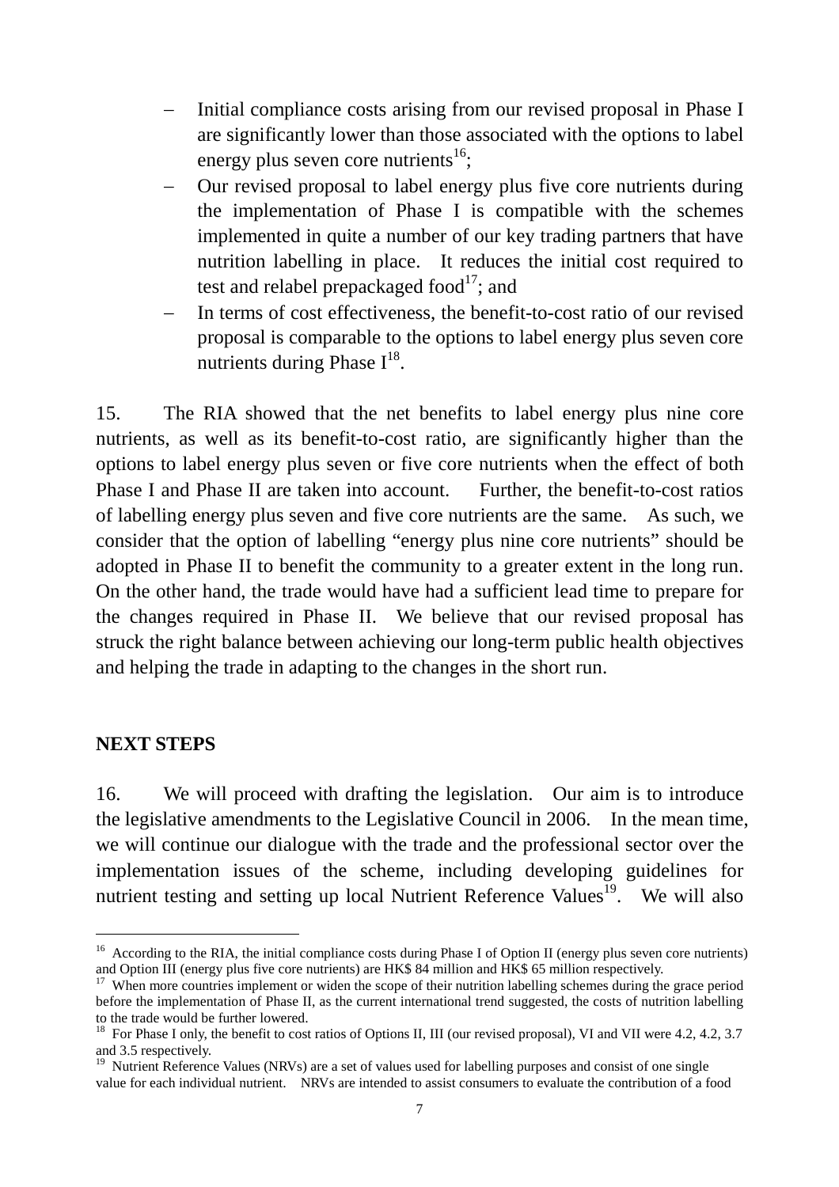- Initial compliance costs arising from our revised proposal in Phase I are significantly lower than those associated with the options to label energy plus seven core nutrients[16];
- Our revised proposal to label energy plus five core nutrients during the implementation of Phase I is compatible with the schemes implemented in quite a number of our key trading partners that have nutrition labelling in place. It reduces the initial cost required to test and relabel prepackaged food[17]; and
- In terms of cost effectiveness, the benefit-to-cost ratio of our revised proposal is comparable to the options to label energy plus seven core nutrients during Phase I[18].

15. The RIA showed that the net benefits to label energy plus nine core nutrients, as well as its benefit-to-cost ratio, are significantly higher than the options to label energy plus seven or five core nutrients when the effect of both Phase I and Phase II are taken into account. Further, the benefit-to-cost ratios of labelling energy plus seven and five core nutrients are the same. As such, we consider that the option of labelling "energy plus nine core nutrients" should be adopted in Phase II to benefit the community to a greater extent in the long run. On the other hand, the trade would have had a sufficient lead time to prepare for the changes required in Phase II. We believe that our revised proposal has struck the right balance between achieving our long-term public health objectives and helping the trade in adapting to the changes in the short run.

**NEXT STEPS**

16. We will proceed with drafting the legislation. Our aim is to introduce the legislative amendments to the Legislative Council in 2006. In the mean time, we will continue our dialogue with the trade and the professional sector over the implementation issues of the scheme, including developing guidelines for nutrient testing and setting up local Nutrient Reference Values[19]. We will also

---

[16] According to the RIA, the initial compliance costs during Phase I of Option II (energy plus seven core nutrients) and Option III (energy plus five core nutrients) are HK$ 84 million and HK$ 65 million respectively.

[17] When more countries implement or widen the scope of their nutrition labelling schemes during the grace period before the implementation of Phase II, as the current international trend suggested, the costs of nutrition labelling to the trade would be further lowered.

[18] For Phase I only, the benefit to cost ratios of Options II, III (our revised proposal), VI and VII were 4.2, 4.2, 3.7 and 3.5 respectively.

[19] Nutrient Reference Values (NRVs) are a set of values used for labelling purposes and consist of one single value for each individual nutrient. NRVs are intended to assist consumers to evaluate the contribution of a food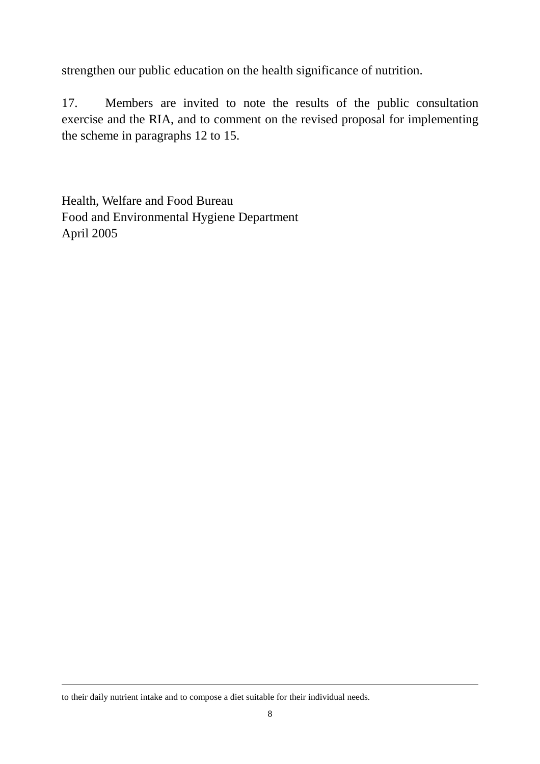strengthen our public education on the health significance of nutrition.

17. Members are invited to note the results of the public consultation exercise and the RIA, and to comment on the revised proposal for implementing the scheme in paragraphs 12 to 15.

Health, Welfare and Food Bureau
Food and Environmental Hygiene Department
April 2005

---

to their daily nutrient intake and to compose a diet suitable for their individual needs.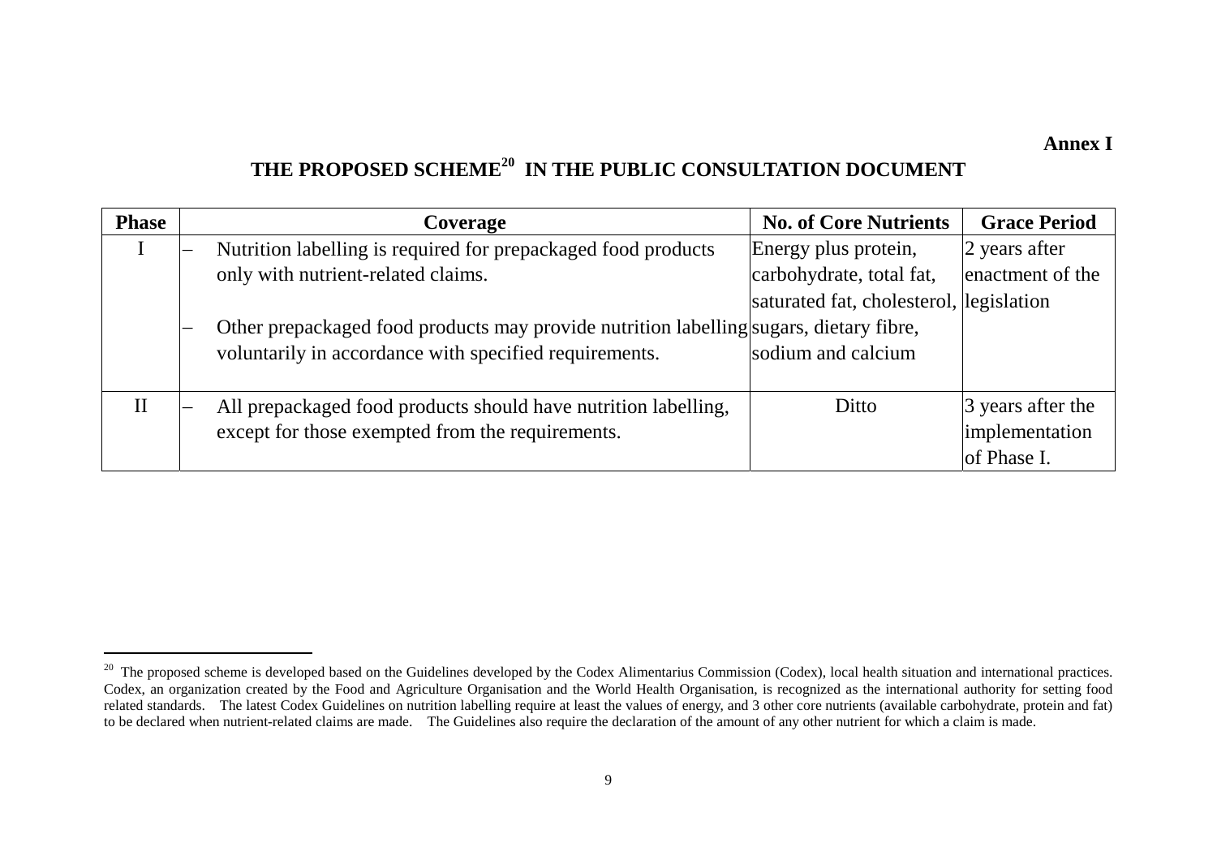**Annex I**

## THE PROPOSED SCHEME[20] IN THE PUBLIC CONSULTATION DOCUMENT

| Phase | Coverage | No. of Core Nutrients | Grace Period |
|---|---|---|---|
| I | – Nutrition labelling is required for prepackaged food products only with nutrient-related claims.<br><br>– Other prepackaged food products may provide nutrition labelling voluntarily in accordance with specified requirements. | Energy plus protein, carbohydrate, total fat, saturated fat, cholesterol, sugars, dietary fibre, sodium and calcium | 2 years after enactment of the legislation |
| II | – All prepackaged food products should have nutrition labelling, except for those exempted from the requirements. | Ditto | 3 years after the implementation of Phase I. |

---

[20] The proposed scheme is developed based on the Guidelines developed by the Codex Alimentarius Commission (Codex), local health situation and international practices. Codex, an organization created by the Food and Agriculture Organisation and the World Health Organisation, is recognized as the international authority for setting food related standards. The latest Codex Guidelines on nutrition labelling require at least the values of energy, and 3 other core nutrients (available carbohydrate, protein and fat) to be declared when nutrient-related claims are made. The Guidelines also require the declaration of the amount of any other nutrient for which a claim is made.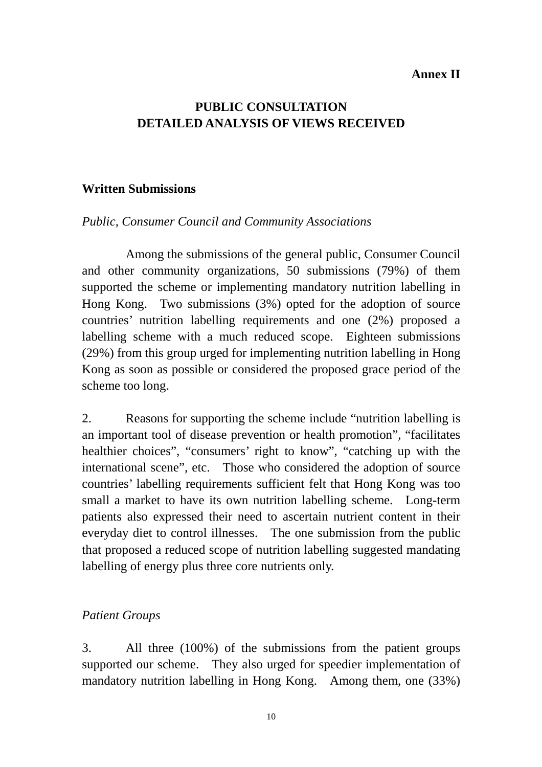**Annex II**

# PUBLIC CONSULTATION
# DETAILED ANALYSIS OF VIEWS RECEIVED

## Written Submissions

*Public, Consumer Council and Community Associations*

Among the submissions of the general public, Consumer Council and other community organizations, 50 submissions (79%) of them supported the scheme or implementing mandatory nutrition labelling in Hong Kong. Two submissions (3%) opted for the adoption of source countries' nutrition labelling requirements and one (2%) proposed a labelling scheme with a much reduced scope. Eighteen submissions (29%) from this group urged for implementing nutrition labelling in Hong Kong as soon as possible or considered the proposed grace period of the scheme too long.

2. Reasons for supporting the scheme include "nutrition labelling is an important tool of disease prevention or health promotion", "facilitates healthier choices", "consumers' right to know", "catching up with the international scene", etc. Those who considered the adoption of source countries' labelling requirements sufficient felt that Hong Kong was too small a market to have its own nutrition labelling scheme. Long-term patients also expressed their need to ascertain nutrient content in their everyday diet to control illnesses. The one submission from the public that proposed a reduced scope of nutrition labelling suggested mandating labelling of energy plus three core nutrients only.

*Patient Groups*

3. All three (100%) of the submissions from the patient groups supported our scheme. They also urged for speedier implementation of mandatory nutrition labelling in Hong Kong. Among them, one (33%)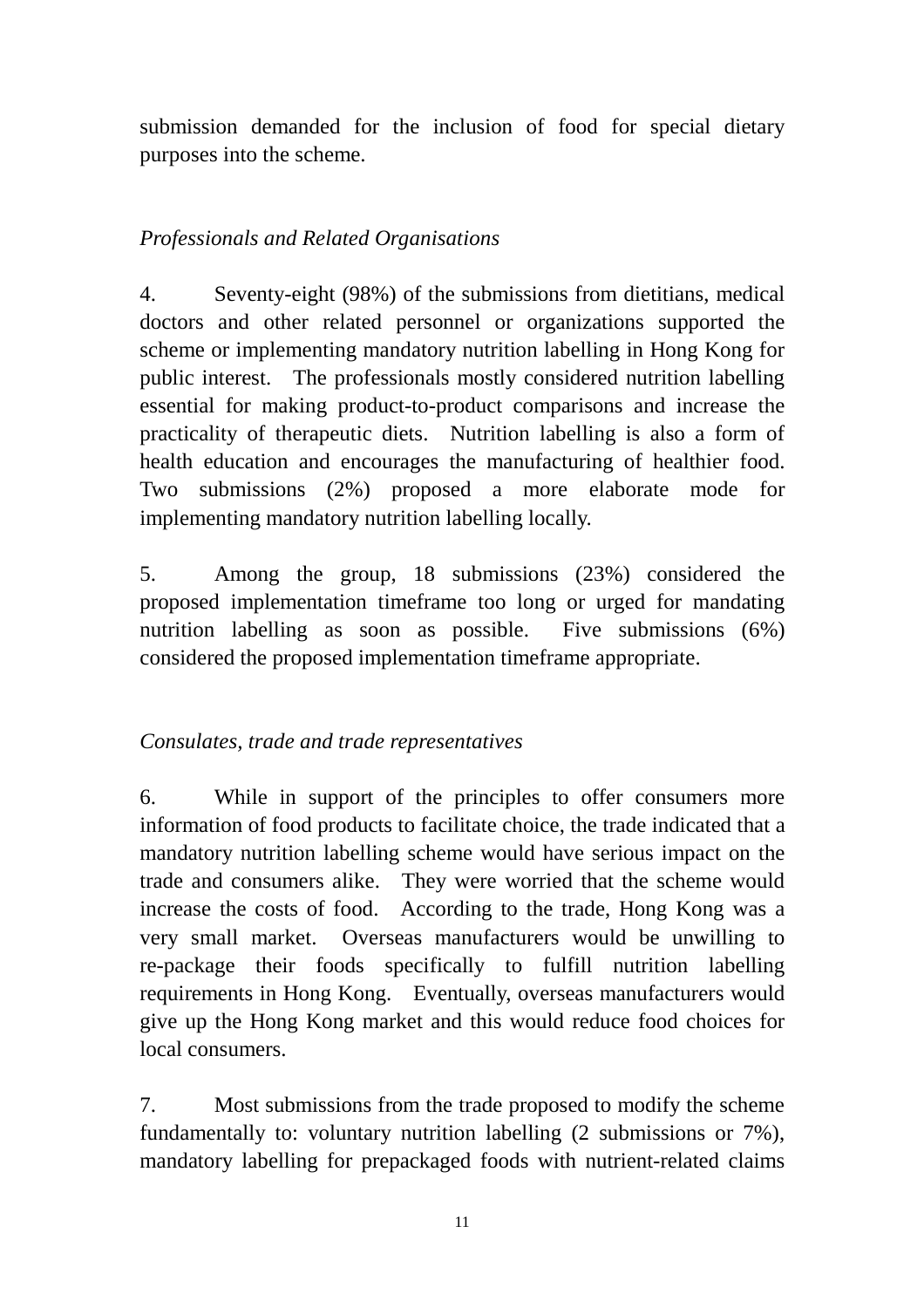submission demanded for the inclusion of food for special dietary purposes into the scheme.

*Professionals and Related Organisations*

4. Seventy-eight (98%) of the submissions from dietitians, medical doctors and other related personnel or organizations supported the scheme or implementing mandatory nutrition labelling in Hong Kong for public interest. The professionals mostly considered nutrition labelling essential for making product-to-product comparisons and increase the practicality of therapeutic diets. Nutrition labelling is also a form of health education and encourages the manufacturing of healthier food. Two submissions (2%) proposed a more elaborate mode for implementing mandatory nutrition labelling locally.

5. Among the group, 18 submissions (23%) considered the proposed implementation timeframe too long or urged for mandating nutrition labelling as soon as possible. Five submissions (6%) considered the proposed implementation timeframe appropriate.

*Consulates, trade and trade representatives*

6. While in support of the principles to offer consumers more information of food products to facilitate choice, the trade indicated that a mandatory nutrition labelling scheme would have serious impact on the trade and consumers alike. They were worried that the scheme would increase the costs of food. According to the trade, Hong Kong was a very small market. Overseas manufacturers would be unwilling to re-package their foods specifically to fulfill nutrition labelling requirements in Hong Kong. Eventually, overseas manufacturers would give up the Hong Kong market and this would reduce food choices for local consumers.

7. Most submissions from the trade proposed to modify the scheme fundamentally to: voluntary nutrition labelling (2 submissions or 7%), mandatory labelling for prepackaged foods with nutrient-related claims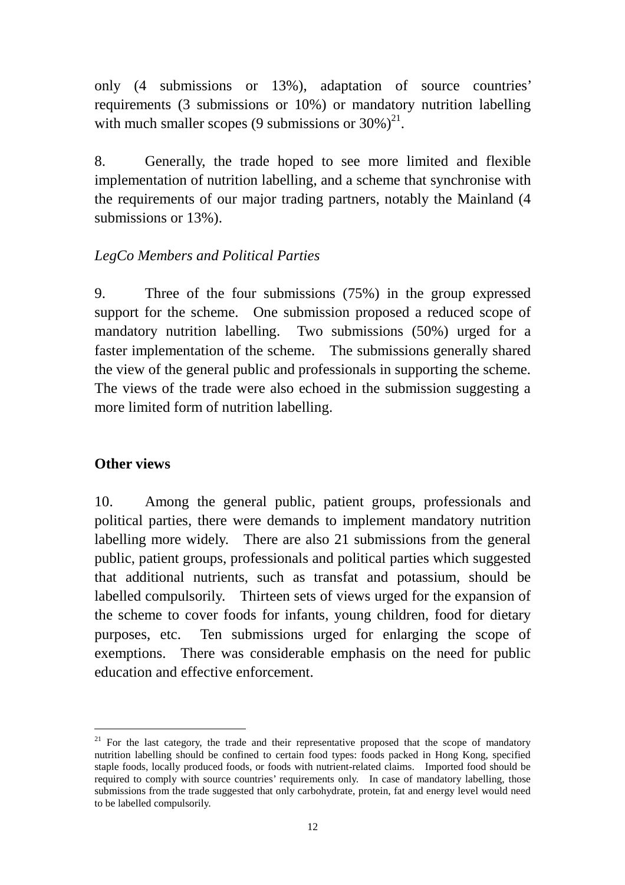only (4 submissions or 13%), adaptation of source countries' requirements (3 submissions or 10%) or mandatory nutrition labelling with much smaller scopes (9 submissions or 30%)[21].

8. Generally, the trade hoped to see more limited and flexible implementation of nutrition labelling, and a scheme that synchronise with the requirements of our major trading partners, notably the Mainland (4 submissions or 13%).

*LegCo Members and Political Parties*

9. Three of the four submissions (75%) in the group expressed support for the scheme. One submission proposed a reduced scope of mandatory nutrition labelling. Two submissions (50%) urged for a faster implementation of the scheme. The submissions generally shared the view of the general public and professionals in supporting the scheme. The views of the trade were also echoed in the submission suggesting a more limited form of nutrition labelling.

**Other views**

10. Among the general public, patient groups, professionals and political parties, there were demands to implement mandatory nutrition labelling more widely. There are also 21 submissions from the general public, patient groups, professionals and political parties which suggested that additional nutrients, such as transfat and potassium, should be labelled compulsorily. Thirteen sets of views urged for the expansion of the scheme to cover foods for infants, young children, food for dietary purposes, etc. Ten submissions urged for enlarging the scope of exemptions. There was considerable emphasis on the need for public education and effective enforcement.

---

[21] For the last category, the trade and their representative proposed that the scope of mandatory nutrition labelling should be confined to certain food types: foods packed in Hong Kong, specified staple foods, locally produced foods, or foods with nutrient-related claims. Imported food should be required to comply with source countries' requirements only. In case of mandatory labelling, those submissions from the trade suggested that only carbohydrate, protein, fat and energy level would need to be labelled compulsorily.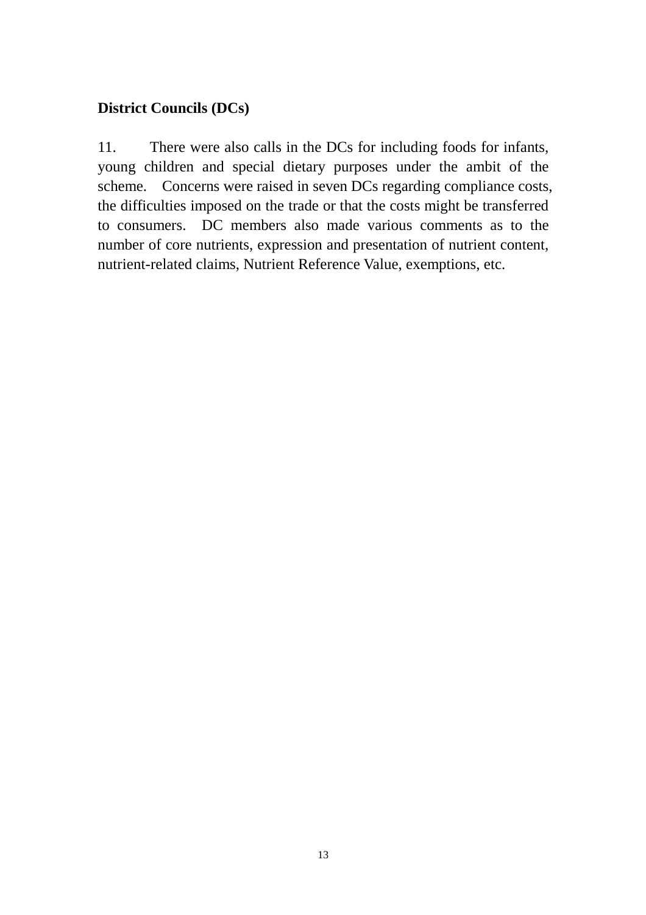**District Councils (DCs)**

11. There were also calls in the DCs for including foods for infants, young children and special dietary purposes under the ambit of the scheme. Concerns were raised in seven DCs regarding compliance costs, the difficulties imposed on the trade or that the costs might be transferred to consumers. DC members also made various comments as to the number of core nutrients, expression and presentation of nutrient content, nutrient-related claims, Nutrient Reference Value, exemptions, etc.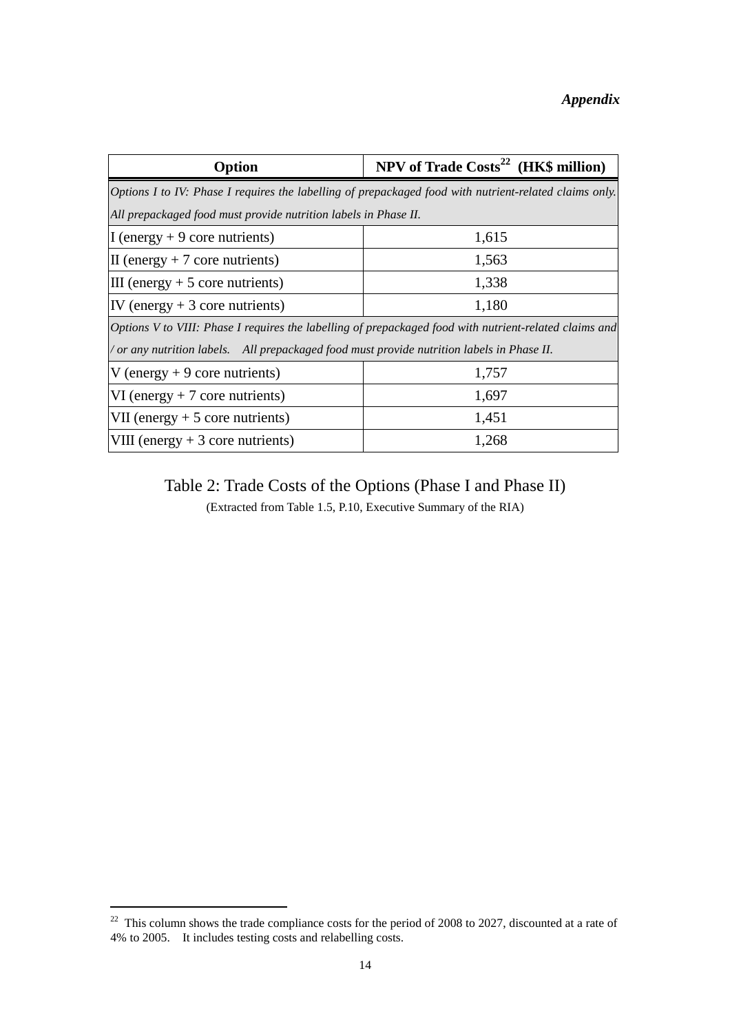*Appendix*

| Option | NPV of Trade Costs[22] (HK$ million) |
|---|---|
| *Options I to IV: Phase I requires the labelling of prepackaged food with nutrient-related claims only. All prepackaged food must provide nutrition labels in Phase II.* | |
| I (energy + 9 core nutrients) | 1,615 |
| II (energy + 7 core nutrients) | 1,563 |
| III (energy + 5 core nutrients) | 1,338 |
| IV (energy + 3 core nutrients) | 1,180 |
| *Options V to VIII: Phase I requires the labelling of prepackaged food with nutrient-related claims and / or any nutrition labels. All prepackaged food must provide nutrition labels in Phase II.* | |
| V (energy + 9 core nutrients) | 1,757 |
| VI (energy + 7 core nutrients) | 1,697 |
| VII (energy + 5 core nutrients) | 1,451 |
| VIII (energy + 3 core nutrients) | 1,268 |

Table 2: Trade Costs of the Options (Phase I and Phase II)

(Extracted from Table 1.5, P.10, Executive Summary of the RIA)

[22] This column shows the trade compliance costs for the period of 2008 to 2027, discounted at a rate of 4% to 2005. It includes testing costs and relabelling costs.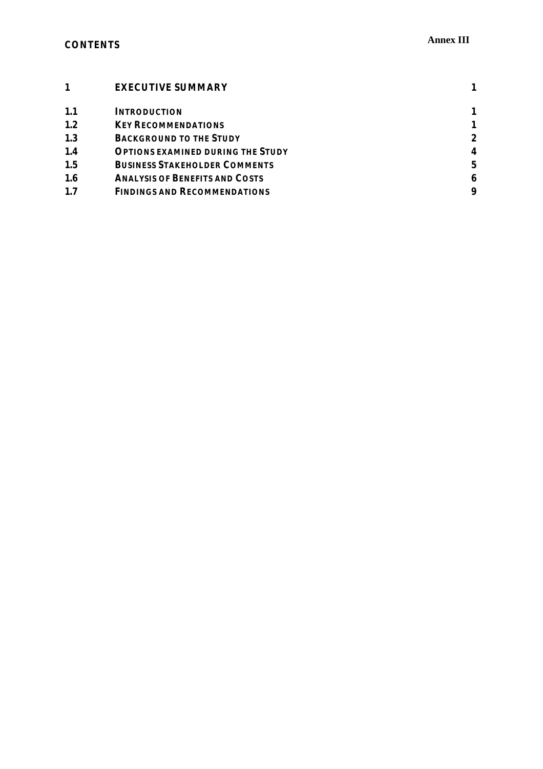**Annex III**

**CONTENTS**

| | | |
|---|---|---|
| **1** | **EXECUTIVE SUMMARY** | **1** |
| **1.1** | **INTRODUCTION** | **1** |
| **1.2** | **KEY RECOMMENDATIONS** | **1** |
| **1.3** | **BACKGROUND TO THE STUDY** | **2** |
| **1.4** | **OPTIONS EXAMINED DURING THE STUDY** | **4** |
| **1.5** | **BUSINESS STAKEHOLDER COMMENTS** | **5** |
| **1.6** | **ANALYSIS OF BENEFITS AND COSTS** | **6** |
| **1.7** | **FINDINGS AND RECOMMENDATIONS** | **9** |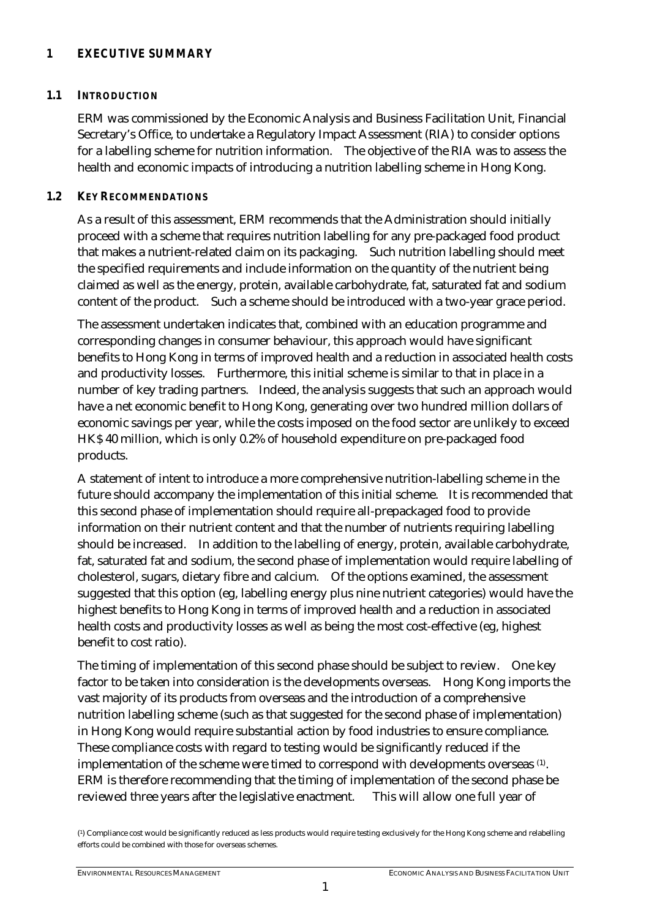# 1 EXECUTIVE SUMMARY

## 1.1 INTRODUCTION

ERM was commissioned by the Economic Analysis and Business Facilitation Unit, Financial Secretary's Office, to undertake a Regulatory Impact Assessment (RIA) to consider options for a labelling scheme for nutrition information. The objective of the RIA was to assess the health and economic impacts of introducing a nutrition labelling scheme in Hong Kong.

## 1.2 KEY RECOMMENDATIONS

As a result of this assessment, ERM recommends that the Administration should initially proceed with a scheme that requires nutrition labelling for any pre-packaged food product that makes a nutrient-related claim on its packaging. Such nutrition labelling should meet the specified requirements and include information on the quantity of the nutrient being claimed as well as the energy, protein, available carbohydrate, fat, saturated fat and sodium content of the product. Such a scheme should be introduced with a two-year grace period.

The assessment undertaken indicates that, combined with an education programme and corresponding changes in consumer behaviour, this approach would have significant benefits to Hong Kong in terms of improved health and a reduction in associated health costs and productivity losses. Furthermore, this initial scheme is similar to that in place in a number of key trading partners. Indeed, the analysis suggests that such an approach would have a net economic benefit to Hong Kong, generating over two hundred million dollars of economic savings per year, while the costs imposed on the food sector are unlikely to exceed HK$ 40 million, which is only 0.2% of household expenditure on pre-packaged food products.

A statement of intent to introduce a more comprehensive nutrition-labelling scheme in the future should accompany the implementation of this initial scheme. It is recommended that this second phase of implementation should require all-prepackaged food to provide information on their nutrient content and that the number of nutrients requiring labelling should be increased. In addition to the labelling of energy, protein, available carbohydrate, fat, saturated fat and sodium, the second phase of implementation would require labelling of cholesterol, sugars, dietary fibre and calcium. Of the options examined, the assessment suggested that this option (eg, labelling energy plus nine nutrient categories) would have the highest benefits to Hong Kong in terms of improved health and a reduction in associated health costs and productivity losses as well as being the most cost-effective (eg, highest benefit to cost ratio).

The timing of implementation of this second phase should be subject to review. One key factor to be taken into consideration is the developments overseas. Hong Kong imports the vast majority of its products from overseas and the introduction of a comprehensive nutrition labelling scheme (such as that suggested for the second phase of implementation) in Hong Kong would require substantial action by food industries to ensure compliance. These compliance costs with regard to testing would be significantly reduced if the implementation of the scheme were timed to correspond with developments overseas [(1)]. ERM is therefore recommending that the timing of implementation of the second phase be reviewed three years after the legislative enactment. This will allow one full year of

[(1)] Compliance cost would be significantly reduced as less products would require testing exclusively for the Hong Kong scheme and relabelling efforts could be combined with those for overseas schemes.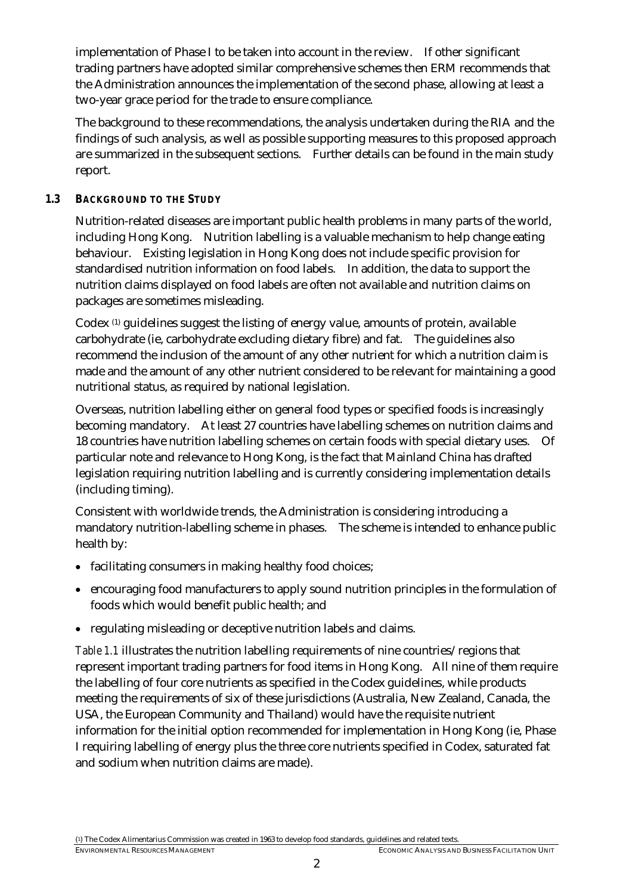implementation of Phase I to be taken into account in the review. If other significant trading partners have adopted similar comprehensive schemes then ERM recommends that the Administration announces the implementation of the second phase, allowing at least a two-year grace period for the trade to ensure compliance.

The background to these recommendations, the analysis undertaken during the RIA and the findings of such analysis, as well as possible supporting measures to this proposed approach are summarized in the subsequent sections. Further details can be found in the main study report.

### 1.3 BACKGROUND TO THE STUDY

Nutrition-related diseases are important public health problems in many parts of the world, including Hong Kong. Nutrition labelling is a valuable mechanism to help change eating behaviour. Existing legislation in Hong Kong does not include specific provision for standardised nutrition information on food labels. In addition, the data to support the nutrition claims displayed on food labels are often not available and nutrition claims on packages are sometimes misleading.

Codex [1] guidelines suggest the listing of energy value, amounts of protein, available carbohydrate (ie, carbohydrate excluding dietary fibre) and fat. The guidelines also recommend the inclusion of the amount of any other nutrient for which a nutrition claim is made and the amount of any other nutrient considered to be relevant for maintaining a good nutritional status, as required by national legislation.

Overseas, nutrition labelling either on general food types or specified foods is increasingly becoming mandatory. At least 27 countries have labelling schemes on nutrition claims and 18 countries have nutrition labelling schemes on certain foods with special dietary uses. Of particular note and relevance to Hong Kong, is the fact that Mainland China has drafted legislation requiring nutrition labelling and is currently considering implementation details (including timing).

Consistent with worldwide trends, the Administration is considering introducing a mandatory nutrition-labelling scheme in phases. The scheme is intended to enhance public health by:

- facilitating consumers in making healthy food choices;
- encouraging food manufacturers to apply sound nutrition principles in the formulation of foods which would benefit public health; and
- regulating misleading or deceptive nutrition labels and claims.

*Table 1.1* illustrates the nutrition labelling requirements of nine countries/regions that represent important trading partners for food items in Hong Kong. All nine of them require the labelling of four core nutrients as specified in the Codex guidelines, while products meeting the requirements of six of these jurisdictions (Australia, New Zealand, Canada, the USA, the European Community and Thailand) would have the requisite nutrient information for the initial option recommended for implementation in Hong Kong (ie, Phase I requiring labelling of energy plus the three core nutrients specified in Codex, saturated fat and sodium when nutrition claims are made).

(1) The Codex Alimentarius Commission was created in 1963 to develop food standards, guidelines and related texts.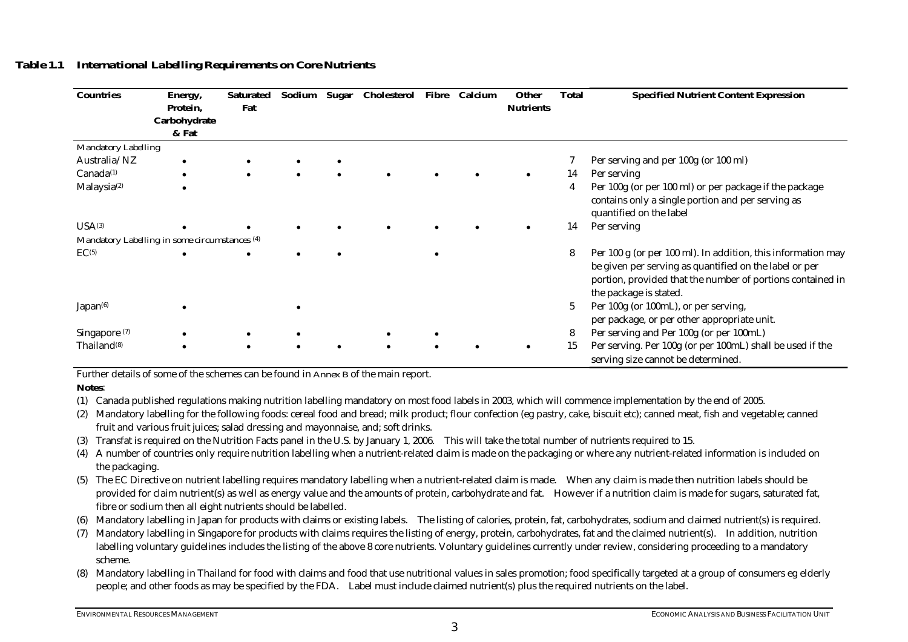**Table 1.1 International Labelling Requirements on Core Nutrients**

| Countries | Energy, Protein, Carbohydrate & Fat | Saturated Fat | Sodium | Sugar | Cholesterol | Fibre | Calcium | Other Nutrients | Total | Specified Nutrient Content Expression |
|---|---|---|---|---|---|---|---|---|---|---|
| *Mandatory Labelling* | | | | | | | | | | |
| Australia/NZ | • | • | • | • | | | | | 7 | Per serving and per 100g (or 100 ml) |
| Canada[(1)] | • | • | • | • | • | • | • | • | 14 | Per serving |
| Malaysia[(2)] | • | | | | | | | | 4 | Per 100g (or per 100 ml) or per package if the package contains only a single portion and per serving as quantified on the label |
| USA[(3)] | • | • | • | • | • | • | • | • | 14 | Per serving |
| *Mandatory Labelling in some circumstances [(4)]* | | | | | | | | | | |
| EC[(5)] | • | • | • | • | | • | | | 8 | Per 100 g (or per 100 ml). In addition, this information may be given per serving as quantified on the label or per portion, provided that the number of portions contained in the package is stated. |
| Japan[(6)] | • | | • | | | | | | 5 | Per 100g (or 100mL), or per serving, per package, or per other appropriate unit. |
| Singapore [(7)] | • | • | • | | • | • | | | 8 | Per serving and Per 100g (or per 100mL) |
| Thailand[(8)] | • | • | • | • | • | • | • | • | 15 | Per serving. Per 100g (or per 100mL) shall be used if the serving size cannot be determined. |

Further details of some of the schemes can be found in Annex B of the main report.

**Notes**:

(1) Canada published regulations making nutrition labelling mandatory on most food labels in 2003, which will commence implementation by the end of 2005.

(2) Mandatory labelling for the following foods: cereal food and bread; milk product; flour confection (eg pastry, cake, biscuit etc); canned meat, fish and vegetable; canned fruit and various fruit juices; salad dressing and mayonnaise, and; soft drinks.

(3) Transfat is required on the Nutrition Facts panel in the U.S. by January 1, 2006. This will take the total number of nutrients required to 15.

(4) A number of countries only require nutrition labelling when a nutrient-related claim is made on the packaging or where any nutrient-related information is included on the packaging.

(5) The EC Directive on nutrient labelling requires mandatory labelling when a nutrient-related claim is made. When any claim is made then nutrition labels should be provided for claim nutrient(s) as well as energy value and the amounts of protein, carbohydrate and fat. However if a nutrition claim is made for sugars, saturated fat, fibre or sodium then all eight nutrients should be labelled.

(6) Mandatory labelling in Japan for products with claims or existing labels. The listing of calories, protein, fat, carbohydrates, sodium and claimed nutrient(s) is required.

(7) Mandatory labelling in Singapore for products with claims requires the listing of energy, protein, carbohydrates, fat and the claimed nutrient(s). In addition, nutrition labelling voluntary guidelines includes the listing of the above 8 core nutrients. Voluntary guidelines currently under review, considering proceeding to a mandatory scheme.

(8) Mandatory labelling in Thailand for food with claims and food that use nutritional values in sales promotion; food specifically targeted at a group of consumers eg elderly people; and other foods as may be specified by the FDA. Label must include claimed nutrient(s) plus the required nutrients on the label.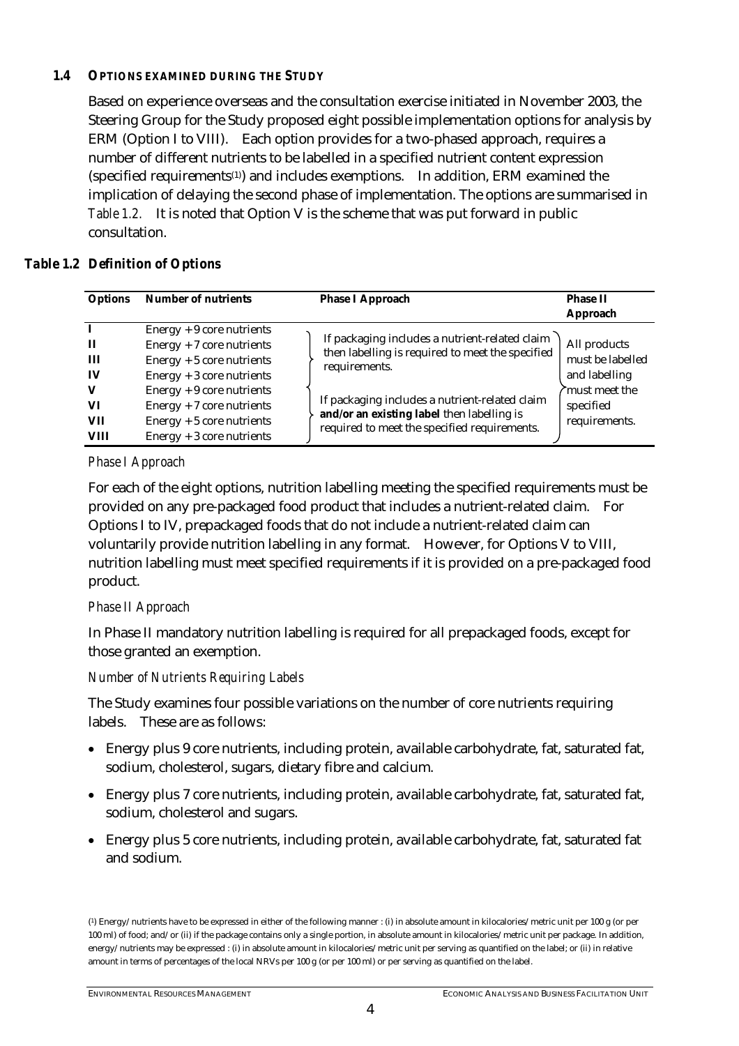### 1.4 OPTIONS EXAMINED DURING THE STUDY

Based on experience overseas and the consultation exercise initiated in November 2003, the Steering Group for the Study proposed eight possible implementation options for analysis by ERM (Option I to VIII). Each option provides for a two-phased approach, requires a number of different nutrients to be labelled in a specified nutrient content expression (specified requirements[1]) and includes exemptions. In addition, ERM examined the implication of delaying the second phase of implementation. The options are summarised in *Table 1.2*. It is noted that Option V is the scheme that was put forward in public consultation.

**Table 1.2 Definition of Options**

| Options | Number of nutrients | Phase I Approach | Phase II Approach |
|---|---|---|---|
| I | Energy + 9 core nutrients | If packaging includes a nutrient-related claim then labelling is required to meet the specified requirements. | All products must be labelled and labelling must meet the specified requirements. |
| II | Energy + 7 core nutrients | | |
| III | Energy + 5 core nutrients | | |
| IV | Energy + 3 core nutrients | | |
| V | Energy + 9 core nutrients | If packaging includes a nutrient-related claim **and/or an existing label** then labelling is required to meet the specified requirements. | |
| VI | Energy + 7 core nutrients | | |
| VII | Energy + 5 core nutrients | | |
| VIII | Energy + 3 core nutrients | | |

*Phase I Approach*

For each of the eight options, nutrition labelling meeting the specified requirements must be provided on any pre-packaged food product that includes a nutrient-related claim. For Options I to IV, prepackaged foods that do not include a nutrient-related claim can voluntarily provide nutrition labelling in any format. However, for Options V to VIII, nutrition labelling must meet specified requirements if it is provided on a pre-packaged food product.

*Phase II Approach*

In Phase II mandatory nutrition labelling is required for all prepackaged foods, except for those granted an exemption.

*Number of Nutrients Requiring Labels*

The Study examines four possible variations on the number of core nutrients requiring labels. These are as follows:

- Energy plus 9 core nutrients, including protein, available carbohydrate, fat, saturated fat, sodium, cholesterol, sugars, dietary fibre and calcium.
- Energy plus 7 core nutrients, including protein, available carbohydrate, fat, saturated fat, sodium, cholesterol and sugars.
- Energy plus 5 core nutrients, including protein, available carbohydrate, fat, saturated fat and sodium.

(1) Energy/nutrients have to be expressed in either of the following manner : (i) in absolute amount in kilocalories/metric unit per 100 g (or per 100 ml) of food; and/or (ii) if the package contains only a single portion, in absolute amount in kilocalories/metric unit per package. In addition, energy/nutrients may be expressed : (i) in absolute amount in kilocalories/metric unit per serving as quantified on the label; or (ii) in relative amount in terms of percentages of the local NRVs per 100 g (or per 100 ml) or per serving as quantified on the label.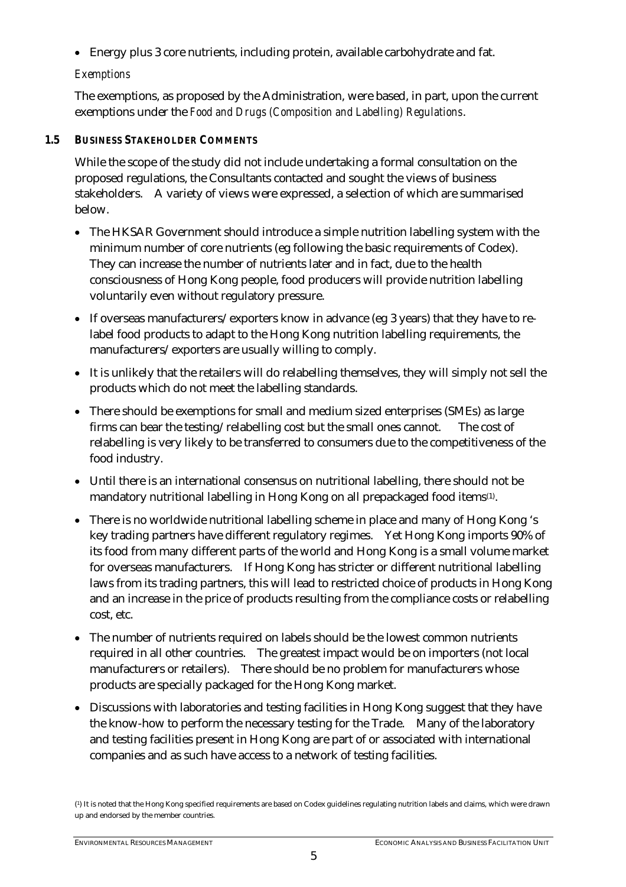- Energy plus 3 core nutrients, including protein, available carbohydrate and fat.

*Exemptions*

The exemptions, as proposed by the Administration, were based, in part, upon the current exemptions under the *Food and Drugs (Composition and Labelling) Regulations*.

## 1.5 BUSINESS STAKEHOLDER COMMENTS

While the scope of the study did not include undertaking a formal consultation on the proposed regulations, the Consultants contacted and sought the views of business stakeholders. A variety of views were expressed, a selection of which are summarised below.

- The HKSAR Government should introduce a simple nutrition labelling system with the minimum number of core nutrients (eg following the basic requirements of Codex). They can increase the number of nutrients later and in fact, due to the health consciousness of Hong Kong people, food producers will provide nutrition labelling voluntarily even without regulatory pressure.
- If overseas manufacturers/exporters know in advance (eg 3 years) that they have to re-label food products to adapt to the Hong Kong nutrition labelling requirements, the manufacturers/exporters are usually willing to comply.
- It is unlikely that the retailers will do relabelling themselves, they will simply not sell the products which do not meet the labelling standards.
- There should be exemptions for small and medium sized enterprises (SMEs) as large firms can bear the testing/relabelling cost but the small ones cannot. The cost of relabelling is very likely to be transferred to consumers due to the competitiveness of the food industry.
- Until there is an international consensus on nutritional labelling, there should not be mandatory nutritional labelling in Hong Kong on all prepackaged food items[1].
- There is no worldwide nutritional labelling scheme in place and many of Hong Kong 's key trading partners have different regulatory regimes. Yet Hong Kong imports 90% of its food from many different parts of the world and Hong Kong is a small volume market for overseas manufacturers. If Hong Kong has stricter or different nutritional labelling laws from its trading partners, this will lead to restricted choice of products in Hong Kong and an increase in the price of products resulting from the compliance costs or relabelling cost, etc.
- The number of nutrients required on labels should be the lowest common nutrients required in all other countries. The greatest impact would be on importers (not local manufacturers or retailers). There should be no problem for manufacturers whose products are specially packaged for the Hong Kong market.
- Discussions with laboratories and testing facilities in Hong Kong suggest that they have the know-how to perform the necessary testing for the Trade. Many of the laboratory and testing facilities present in Hong Kong are part of or associated with international companies and as such have access to a network of testing facilities.

[1] It is noted that the Hong Kong specified requirements are based on Codex guidelines regulating nutrition labels and claims, which were drawn up and endorsed by the member countries.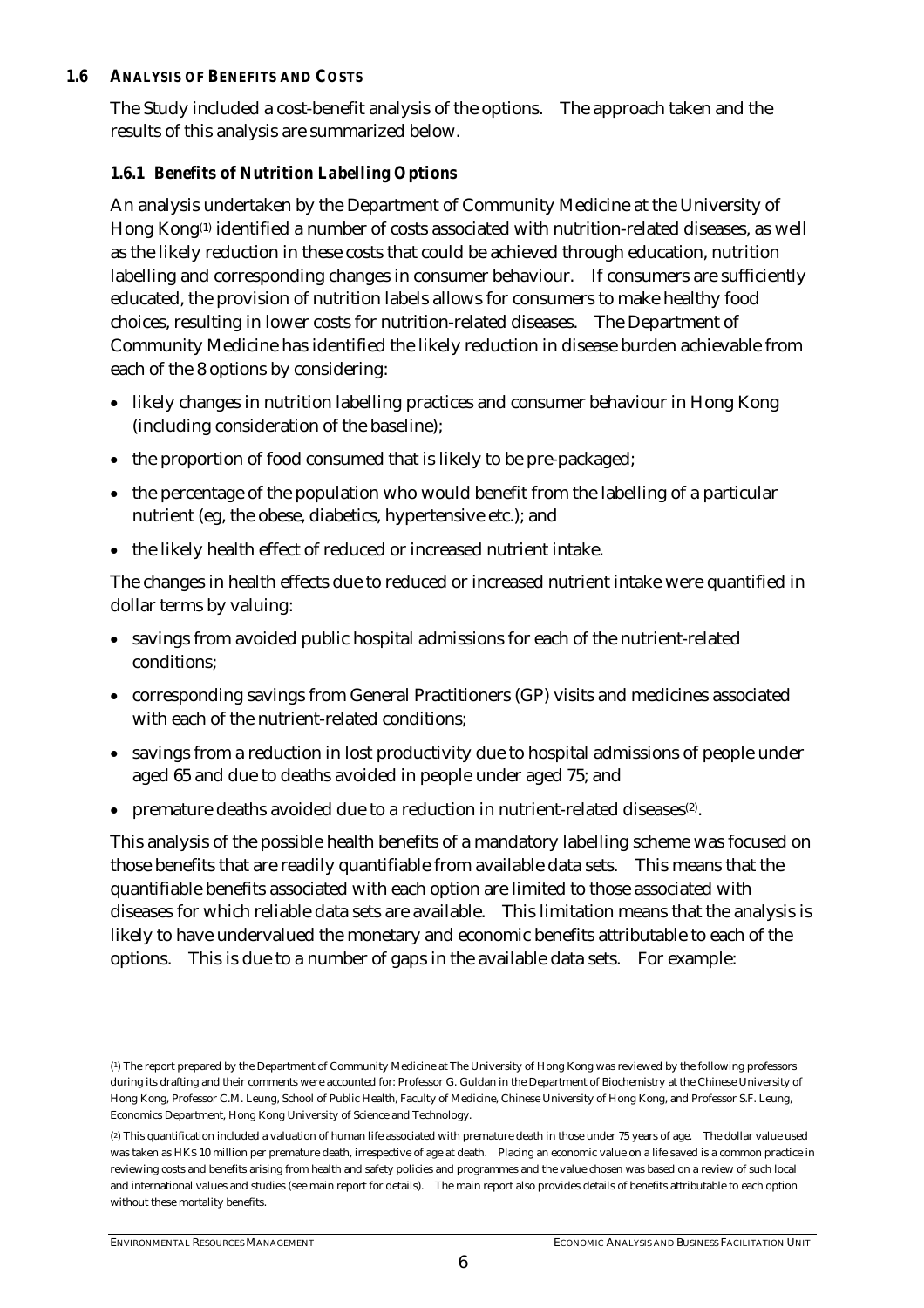### 1.6 ANALYSIS OF BENEFITS AND COSTS

The Study included a cost-benefit analysis of the options. The approach taken and the results of this analysis are summarized below.

#### 1.6.1 *Benefits of Nutrition Labelling Options*

An analysis undertaken by the Department of Community Medicine at the University of Hong Kong[1] identified a number of costs associated with nutrition-related diseases, as well as the likely reduction in these costs that could be achieved through education, nutrition labelling and corresponding changes in consumer behaviour. If consumers are sufficiently educated, the provision of nutrition labels allows for consumers to make healthy food choices, resulting in lower costs for nutrition-related diseases. The Department of Community Medicine has identified the likely reduction in disease burden achievable from each of the 8 options by considering:

- likely changes in nutrition labelling practices and consumer behaviour in Hong Kong (including consideration of the baseline);
- the proportion of food consumed that is likely to be pre-packaged;
- the percentage of the population who would benefit from the labelling of a particular nutrient (eg, the obese, diabetics, hypertensive etc.); and
- the likely health effect of reduced or increased nutrient intake.

The changes in health effects due to reduced or increased nutrient intake were quantified in dollar terms by valuing:

- savings from avoided public hospital admissions for each of the nutrient-related conditions;
- corresponding savings from General Practitioners (GP) visits and medicines associated with each of the nutrient-related conditions;
- savings from a reduction in lost productivity due to hospital admissions of people under aged 65 and due to deaths avoided in people under aged 75; and
- premature deaths avoided due to a reduction in nutrient-related diseases[2].

This analysis of the possible health benefits of a mandatory labelling scheme was focused on those benefits that are readily quantifiable from available data sets. This means that the quantifiable benefits associated with each option are limited to those associated with diseases for which reliable data sets are available. This limitation means that the analysis is likely to have undervalued the monetary and economic benefits attributable to each of the options. This is due to a number of gaps in the available data sets. For example:

---

(1) The report prepared by the Department of Community Medicine at The University of Hong Kong was reviewed by the following professors during its drafting and their comments were accounted for: Professor G. Guldan in the Department of Biochemistry at the Chinese University of Hong Kong, Professor C.M. Leung, School of Public Health, Faculty of Medicine, Chinese University of Hong Kong, and Professor S.F. Leung, Economics Department, Hong Kong University of Science and Technology.

(2) This quantification included a valuation of human life associated with premature death in those under 75 years of age. The dollar value used was taken as HK$ 10 million per premature death, irrespective of age at death. Placing an economic value on a life saved is a common practice in reviewing costs and benefits arising from health and safety policies and programmes and the value chosen was based on a review of such local and international values and studies (see main report for details). The main report also provides details of benefits attributable to each option without these mortality benefits.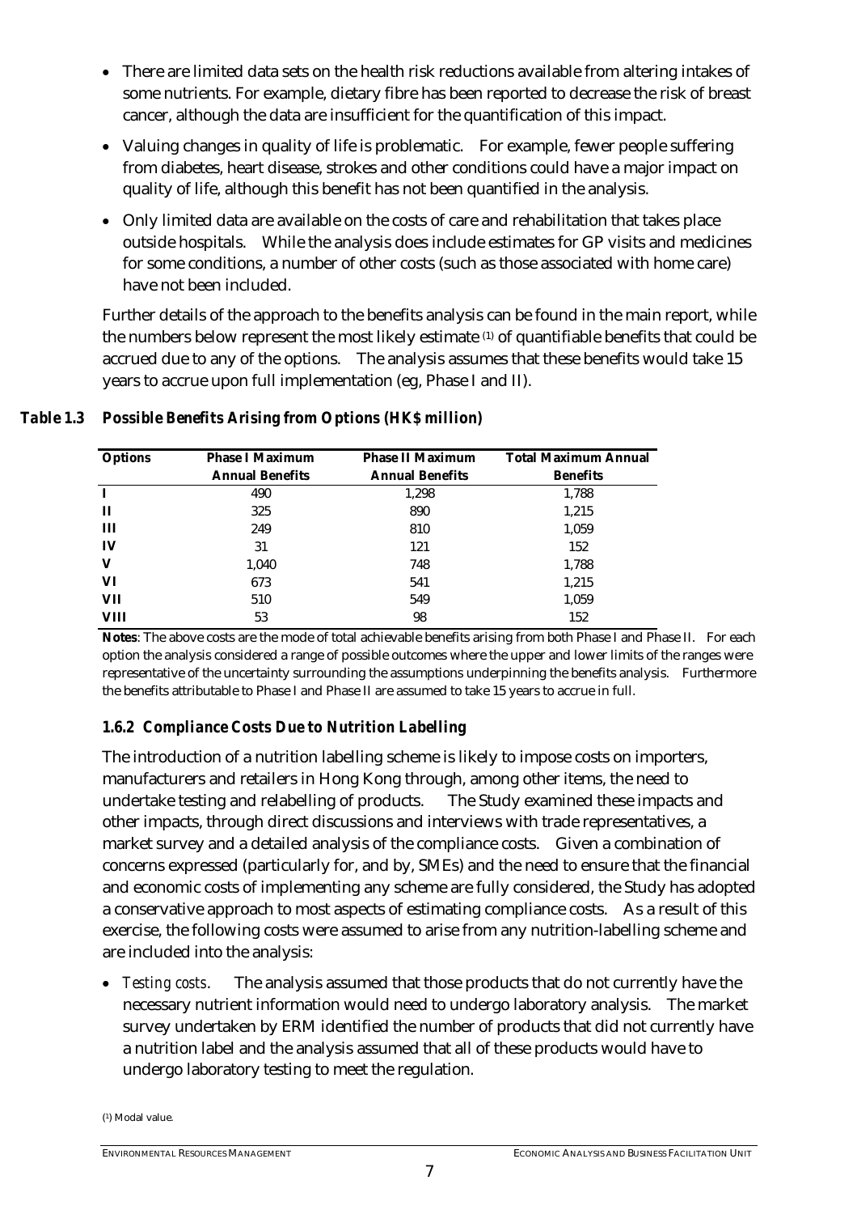- There are limited data sets on the health risk reductions available from altering intakes of some nutrients. For example, dietary fibre has been reported to decrease the risk of breast cancer, although the data are insufficient for the quantification of this impact.
- Valuing changes in quality of life is problematic. For example, fewer people suffering from diabetes, heart disease, strokes and other conditions could have a major impact on quality of life, although this benefit has not been quantified in the analysis.
- Only limited data are available on the costs of care and rehabilitation that takes place outside hospitals. While the analysis does include estimates for GP visits and medicines for some conditions, a number of other costs (such as those associated with home care) have not been included.

Further details of the approach to the benefits analysis can be found in the main report, while the numbers below represent the most likely estimate [1] of quantifiable benefits that could be accrued due to any of the options. The analysis assumes that these benefits would take 15 years to accrue upon full implementation (eg, Phase I and II).

***Table 1.3 Possible Benefits Arising from Options (HK$ million)***

| Options | Phase I Maximum Annual Benefits | Phase II Maximum Annual Benefits | Total Maximum Annual Benefits |
|---|---|---|---|
| I | 490 | 1,298 | 1,788 |
| II | 325 | 890 | 1,215 |
| III | 249 | 810 | 1,059 |
| IV | 31 | 121 | 152 |
| V | 1,040 | 748 | 1,788 |
| VI | 673 | 541 | 1,215 |
| VII | 510 | 549 | 1,059 |
| VIII | 53 | 98 | 152 |

**Notes**: The above costs are the mode of total achievable benefits arising from both Phase I and Phase II. For each option the analysis considered a range of possible outcomes where the upper and lower limits of the ranges were representative of the uncertainty surrounding the assumptions underpinning the benefits analysis. Furthermore the benefits attributable to Phase I and Phase II are assumed to take 15 years to accrue in full.

### *1.6.2 Compliance Costs Due to Nutrition Labelling*

The introduction of a nutrition labelling scheme is likely to impose costs on importers, manufacturers and retailers in Hong Kong through, among other items, the need to undertake testing and relabelling of products. The Study examined these impacts and other impacts, through direct discussions and interviews with trade representatives, a market survey and a detailed analysis of the compliance costs. Given a combination of concerns expressed (particularly for, and by, SMEs) and the need to ensure that the financial and economic costs of implementing any scheme are fully considered, the Study has adopted a conservative approach to most aspects of estimating compliance costs. As a result of this exercise, the following costs were assumed to arise from any nutrition-labelling scheme and are included into the analysis:

- *Testing costs*. The analysis assumed that those products that do not currently have the necessary nutrient information would need to undergo laboratory analysis. The market survey undertaken by ERM identified the number of products that did not currently have a nutrition label and the analysis assumed that all of these products would have to undergo laboratory testing to meet the regulation.

[1] Modal value.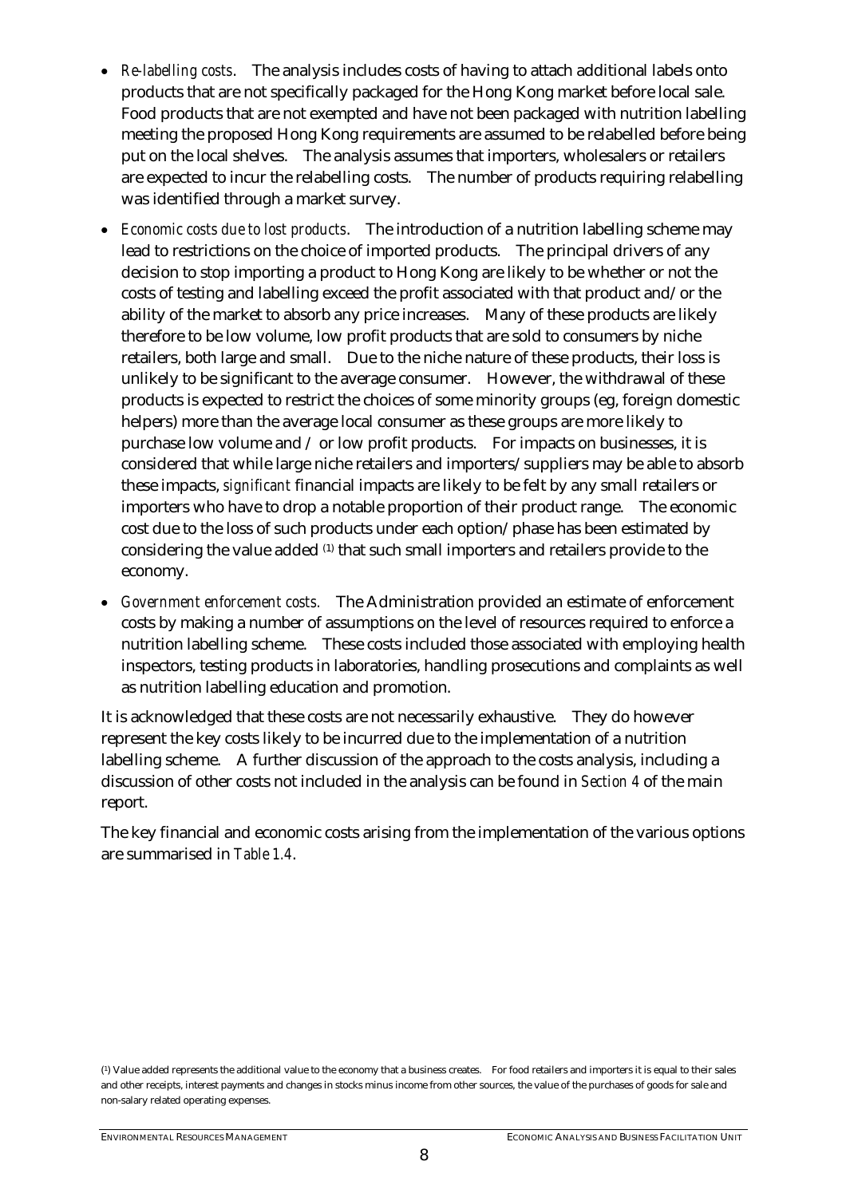- *Re-labelling costs*. The analysis includes costs of having to attach additional labels onto products that are not specifically packaged for the Hong Kong market before local sale. Food products that are not exempted and have not been packaged with nutrition labelling meeting the proposed Hong Kong requirements are assumed to be relabelled before being put on the local shelves. The analysis assumes that importers, wholesalers or retailers are expected to incur the relabelling costs. The number of products requiring relabelling was identified through a market survey.
- *Economic costs due to lost products*. The introduction of a nutrition labelling scheme may lead to restrictions on the choice of imported products. The principal drivers of any decision to stop importing a product to Hong Kong are likely to be whether or not the costs of testing and labelling exceed the profit associated with that product and/or the ability of the market to absorb any price increases. Many of these products are likely therefore to be low volume, low profit products that are sold to consumers by niche retailers, both large and small. Due to the niche nature of these products, their loss is unlikely to be significant to the average consumer. However, the withdrawal of these products is expected to restrict the choices of some minority groups (eg, foreign domestic helpers) more than the average local consumer as these groups are more likely to purchase low volume and / or low profit products. For impacts on businesses, it is considered that while large niche retailers and importers/suppliers may be able to absorb these impacts, *significant* financial impacts are likely to be felt by any small retailers or importers who have to drop a notable proportion of their product range. The economic cost due to the loss of such products under each option/phase has been estimated by considering the value added [1] that such small importers and retailers provide to the economy.
- *Government enforcement costs.* The Administration provided an estimate of enforcement costs by making a number of assumptions on the level of resources required to enforce a nutrition labelling scheme. These costs included those associated with employing health inspectors, testing products in laboratories, handling prosecutions and complaints as well as nutrition labelling education and promotion.

It is acknowledged that these costs are not necessarily exhaustive. They do however represent the key costs likely to be incurred due to the implementation of a nutrition labelling scheme. A further discussion of the approach to the costs analysis, including a discussion of other costs not included in the analysis can be found in *Section 4* of the main report.

The key financial and economic costs arising from the implementation of the various options are summarised in *Table 1.4*.

[1] Value added represents the additional value to the economy that a business creates. For food retailers and importers it is equal to their sales and other receipts, interest payments and changes in stocks minus income from other sources, the value of the purchases of goods for sale and non-salary related operating expenses.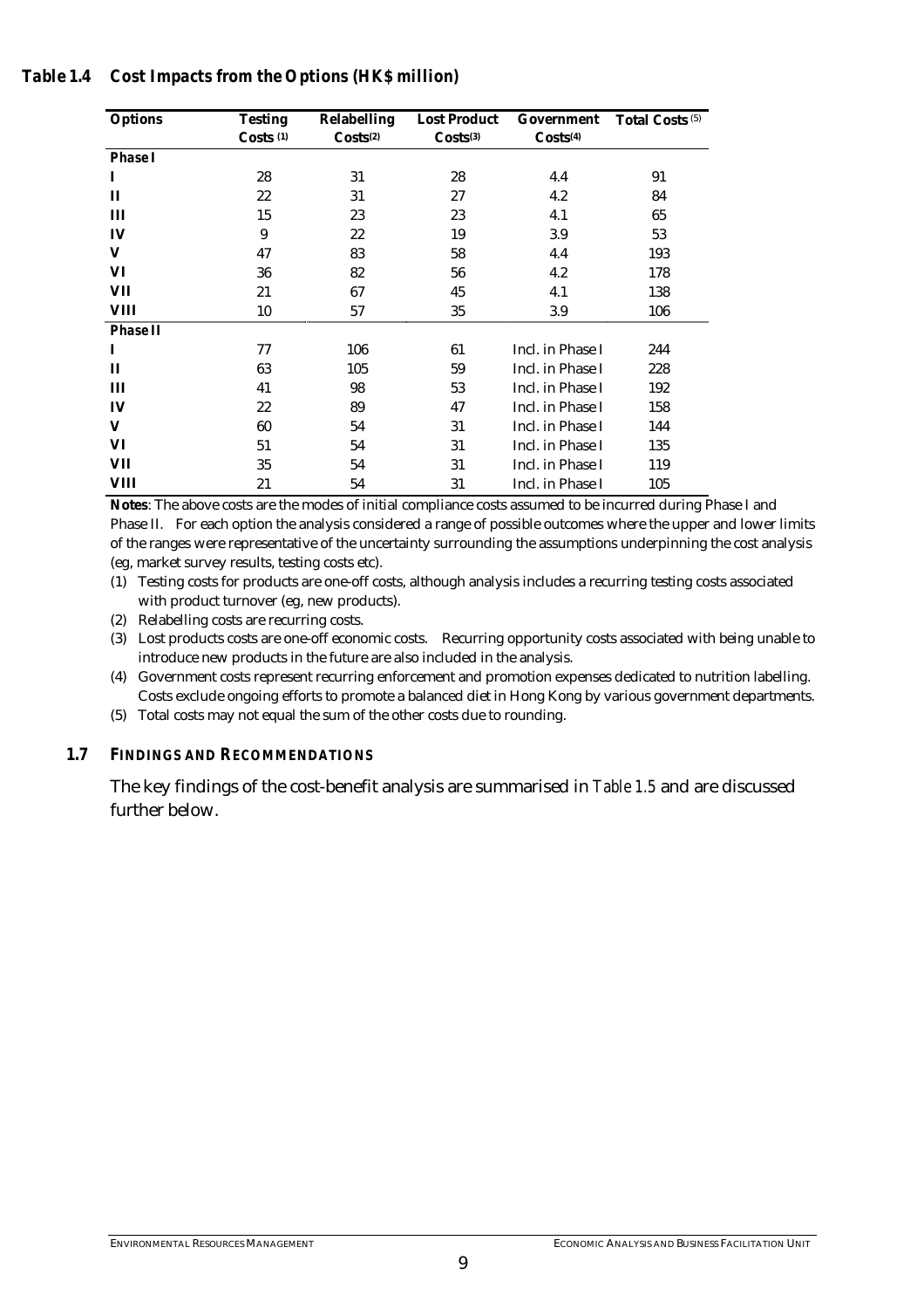**Table 1.4 Cost Impacts from the Options (HK$ million)**

| Options | Testing Costs (1) | Relabelling Costs(2) | Lost Product Costs(3) | Government Costs(4) | Total Costs (5) |
|---|---|---|---|---|---|
| **Phase I** | | | | | |
| **I** | 28 | 31 | 28 | 4.4 | 91 |
| **II** | 22 | 31 | 27 | 4.2 | 84 |
| **III** | 15 | 23 | 23 | 4.1 | 65 |
| **IV** | 9 | 22 | 19 | 3.9 | 53 |
| **V** | 47 | 83 | 58 | 4.4 | 193 |
| **VI** | 36 | 82 | 56 | 4.2 | 178 |
| **VII** | 21 | 67 | 45 | 4.1 | 138 |
| **VIII** | 10 | 57 | 35 | 3.9 | 106 |
| **Phase II** | | | | | |
| **I** | 77 | 106 | 61 | Incl. in Phase I | 244 |
| **II** | 63 | 105 | 59 | Incl. in Phase I | 228 |
| **III** | 41 | 98 | 53 | Incl. in Phase I | 192 |
| **IV** | 22 | 89 | 47 | Incl. in Phase I | 158 |
| **V** | 60 | 54 | 31 | Incl. in Phase I | 144 |
| **VI** | 51 | 54 | 31 | Incl. in Phase I | 135 |
| **VII** | 35 | 54 | 31 | Incl. in Phase I | 119 |
| **VIII** | 21 | 54 | 31 | Incl. in Phase I | 105 |

**Notes**: The above costs are the modes of initial compliance costs assumed to be incurred during Phase I and Phase II. For each option the analysis considered a range of possible outcomes where the upper and lower limits of the ranges were representative of the uncertainty surrounding the assumptions underpinning the cost analysis (eg, market survey results, testing costs etc).

(1) Testing costs for products are one-off costs, although analysis includes a recurring testing costs associated with product turnover (eg, new products).

(2) Relabelling costs are recurring costs.

(3) Lost products costs are one-off economic costs. Recurring opportunity costs associated with being unable to introduce new products in the future are also included in the analysis.

(4) Government costs represent recurring enforcement and promotion expenses dedicated to nutrition labelling. Costs exclude ongoing efforts to promote a balanced diet in Hong Kong by various government departments.

(5) Total costs may not equal the sum of the other costs due to rounding.

## 1.7 FINDINGS AND RECOMMENDATIONS

The key findings of the cost-benefit analysis are summarised in *Table 1.5* and are discussed further below.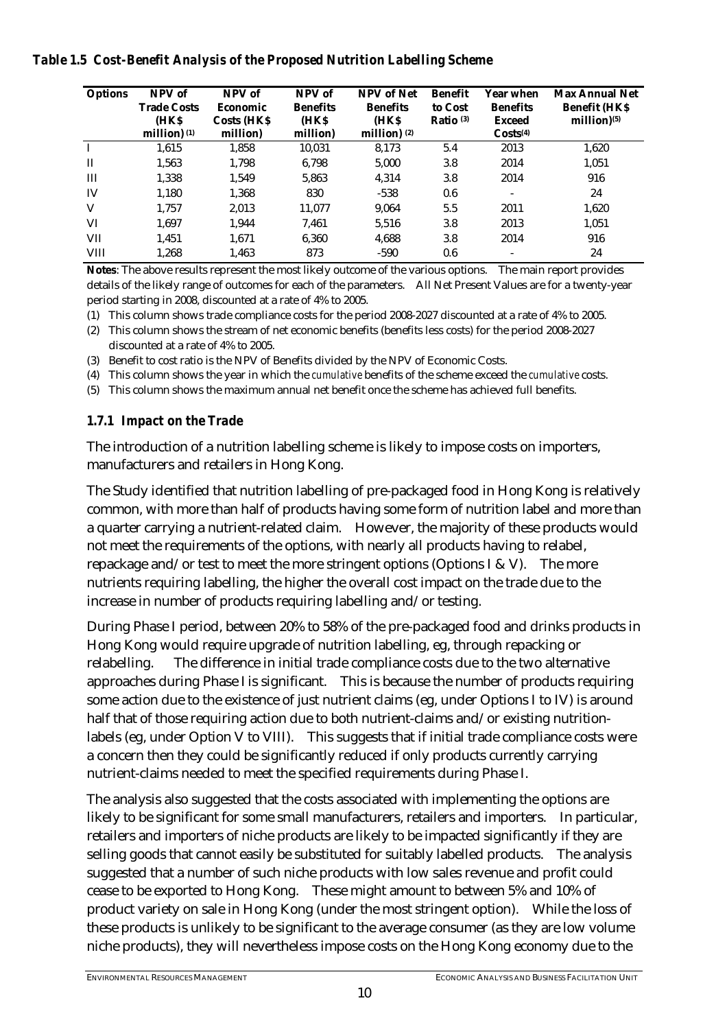***Table 1.5 Cost-Benefit Analysis of the Proposed Nutrition Labelling Scheme***

| Options | NPV of Trade Costs (HK$ million) (1) | NPV of Economic Costs (HK$ million) | NPV of Benefits (HK$ million) | NPV of Net Benefits (HK$ million) (2) | Benefit to Cost Ratio (3) | Year when Benefits Exceed Costs(4) | Max Annual Net Benefit (HK$ million)(5) |
|---|---|---|---|---|---|---|---|
| I | 1,615 | 1,858 | 10,031 | 8,173 | 5.4 | 2013 | 1,620 |
| II | 1,563 | 1,798 | 6,798 | 5,000 | 3.8 | 2014 | 1,051 |
| III | 1,338 | 1,549 | 5,863 | 4,314 | 3.8 | 2014 | 916 |
| IV | 1,180 | 1,368 | 830 | -538 | 0.6 | - | 24 |
| V | 1,757 | 2,013 | 11,077 | 9,064 | 5.5 | 2011 | 1,620 |
| VI | 1,697 | 1,944 | 7,461 | 5,516 | 3.8 | 2013 | 1,051 |
| VII | 1,451 | 1,671 | 6,360 | 4,688 | 3.8 | 2014 | 916 |
| VIII | 1,268 | 1,463 | 873 | -590 | 0.6 | - | 24 |

**Notes**: The above results represent the most likely outcome of the various options. The main report provides details of the likely range of outcomes for each of the parameters. All Net Present Values are for a twenty-year period starting in 2008, discounted at a rate of 4% to 2005.

(1) This column shows trade compliance costs for the period 2008-2027 discounted at a rate of 4% to 2005.

(2) This column shows the stream of net economic benefits (benefits less costs) for the period 2008-2027 discounted at a rate of 4% to 2005.

(3) Benefit to cost ratio is the NPV of Benefits divided by the NPV of Economic Costs.

(4) This column shows the year in which the *cumulative* benefits of the scheme exceed the *cumulative* costs.

(5) This column shows the maximum annual net benefit once the scheme has achieved full benefits.

### *1.7.1 Impact on the Trade*

The introduction of a nutrition labelling scheme is likely to impose costs on importers, manufacturers and retailers in Hong Kong.

The Study identified that nutrition labelling of pre-packaged food in Hong Kong is relatively common, with more than half of products having some form of nutrition label and more than a quarter carrying a nutrient-related claim. However, the majority of these products would not meet the requirements of the options, with nearly all products having to relabel, repackage and/or test to meet the more stringent options (Options I & V). The more nutrients requiring labelling, the higher the overall cost impact on the trade due to the increase in number of products requiring labelling and/or testing.

During Phase I period, between 20% to 58% of the pre-packaged food and drinks products in Hong Kong would require upgrade of nutrition labelling, eg, through repacking or relabelling. The difference in initial trade compliance costs due to the two alternative approaches during Phase I is significant. This is because the number of products requiring some action due to the existence of just nutrient claims (eg, under Options I to IV) is around half that of those requiring action due to both nutrient-claims and/or existing nutrition-labels (eg, under Option V to VIII). This suggests that if initial trade compliance costs were a concern then they could be significantly reduced if only products currently carrying nutrient-claims needed to meet the specified requirements during Phase I.

The analysis also suggested that the costs associated with implementing the options are likely to be significant for some small manufacturers, retailers and importers. In particular, retailers and importers of niche products are likely to be impacted significantly if they are selling goods that cannot easily be substituted for suitably labelled products. The analysis suggested that a number of such niche products with low sales revenue and profit could cease to be exported to Hong Kong. These might amount to between 5% and 10% of product variety on sale in Hong Kong (under the most stringent option). While the loss of these products is unlikely to be significant to the average consumer (as they are low volume niche products), they will nevertheless impose costs on the Hong Kong economy due to the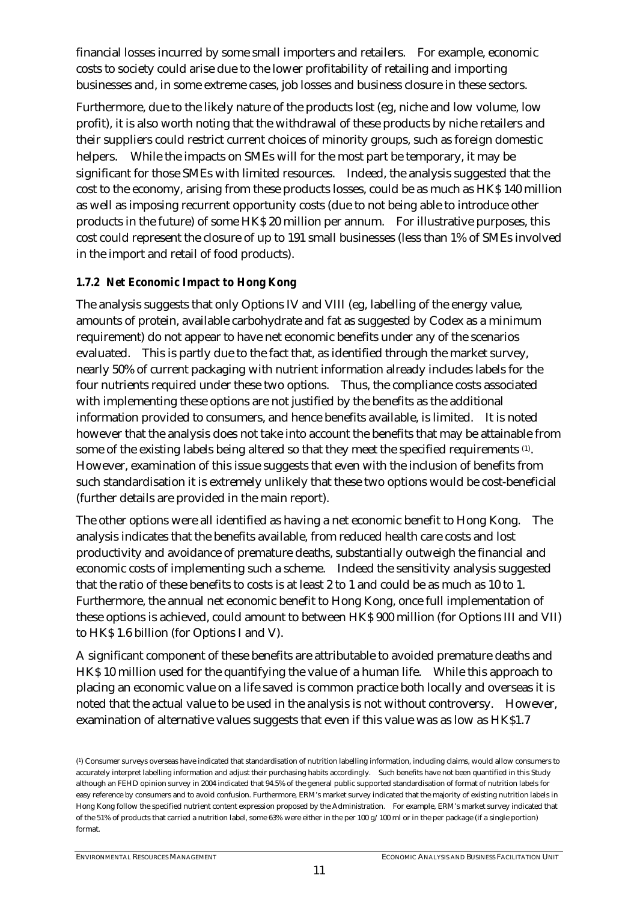financial losses incurred by some small importers and retailers. For example, economic costs to society could arise due to the lower profitability of retailing and importing businesses and, in some extreme cases, job losses and business closure in these sectors.

Furthermore, due to the likely nature of the products lost (eg, niche and low volume, low profit), it is also worth noting that the withdrawal of these products by niche retailers and their suppliers could restrict current choices of minority groups, such as foreign domestic helpers. While the impacts on SMEs will for the most part be temporary, it may be significant for those SMEs with limited resources. Indeed, the analysis suggested that the cost to the economy, arising from these products losses, could be as much as HK$ 140 million as well as imposing recurrent opportunity costs (due to not being able to introduce other products in the future) of some HK$ 20 million per annum. For illustrative purposes, this cost could represent the closure of up to 191 small businesses (less than 1% of SMEs involved in the import and retail of food products).

### *1.7.2 Net Economic Impact to Hong Kong*

The analysis suggests that only Options IV and VIII (eg, labelling of the energy value, amounts of protein, available carbohydrate and fat as suggested by Codex as a minimum requirement) do not appear to have net economic benefits under any of the scenarios evaluated. This is partly due to the fact that, as identified through the market survey, nearly 50% of current packaging with nutrient information already includes labels for the four nutrients required under these two options. Thus, the compliance costs associated with implementing these options are not justified by the benefits as the additional information provided to consumers, and hence benefits available, is limited. It is noted however that the analysis does not take into account the benefits that may be attainable from some of the existing labels being altered so that they meet the specified requirements (1). However, examination of this issue suggests that even with the inclusion of benefits from such standardisation it is extremely unlikely that these two options would be cost-beneficial (further details are provided in the main report).

The other options were all identified as having a net economic benefit to Hong Kong. The analysis indicates that the benefits available, from reduced health care costs and lost productivity and avoidance of premature deaths, substantially outweigh the financial and economic costs of implementing such a scheme. Indeed the sensitivity analysis suggested that the ratio of these benefits to costs is at least 2 to 1 and could be as much as 10 to 1. Furthermore, the annual net economic benefit to Hong Kong, once full implementation of these options is achieved, could amount to between HK$ 900 million (for Options III and VII) to HK$ 1.6 billion (for Options I and V).

A significant component of these benefits are attributable to avoided premature deaths and HK$ 10 million used for the quantifying the value of a human life. While this approach to placing an economic value on a life saved is common practice both locally and overseas it is noted that the actual value to be used in the analysis is not without controversy. However, examination of alternative values suggests that even if this value was as low as HK$1.7

(1) Consumer surveys overseas have indicated that standardisation of nutrition labelling information, including claims, would allow consumers to accurately interpret labelling information and adjust their purchasing habits accordingly. Such benefits have not been quantified in this Study although an FEHD opinion survey in 2004 indicated that 94.5% of the general public supported standardisation of format of nutrition labels for easy reference by consumers and to avoid confusion. Furthermore, ERM's market survey indicated that the majority of existing nutrition labels in Hong Kong follow the specified nutrient content expression proposed by the Administration. For example, ERM's market survey indicated that of the 51% of products that carried a nutrition label, some 63% were either in the per 100 g/100 ml or in the per package (if a single portion) format.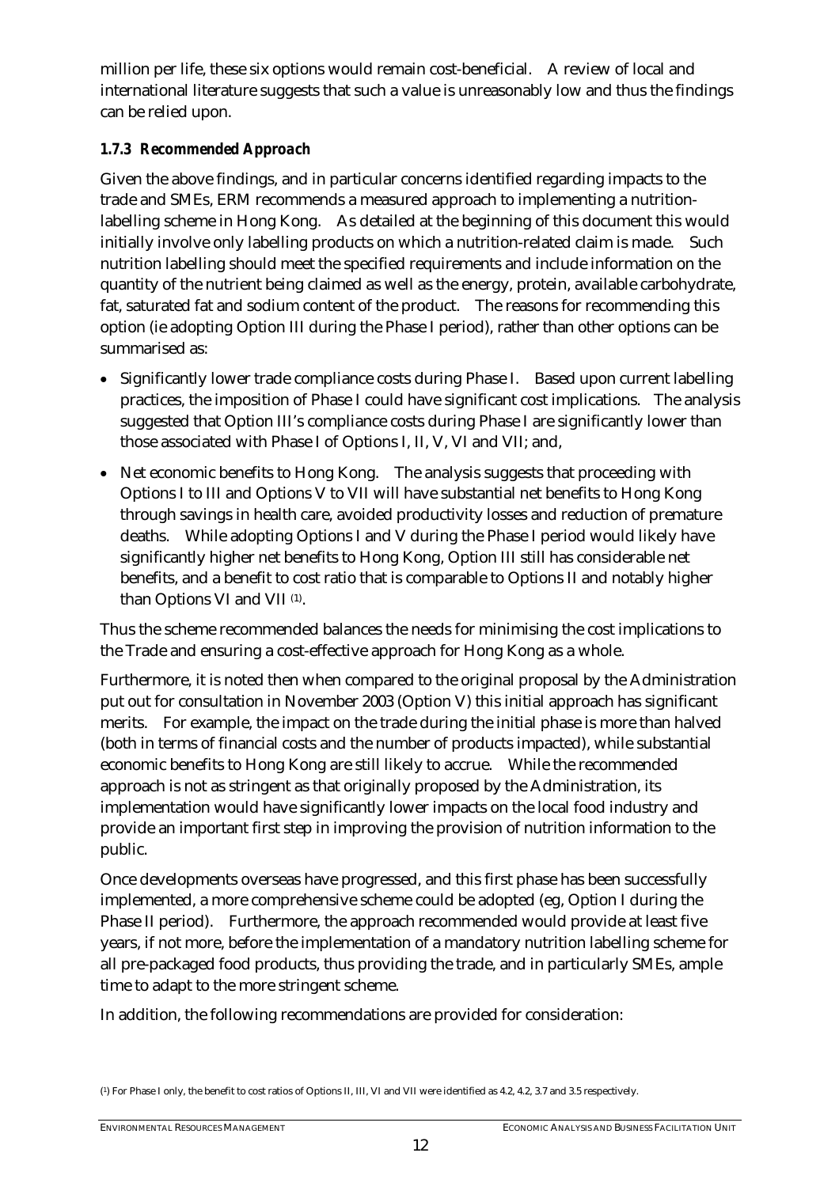million per life, these six options would remain cost-beneficial. A review of local and international literature suggests that such a value is unreasonably low and thus the findings can be relied upon.

### *1.7.3 Recommended Approach*

Given the above findings, and in particular concerns identified regarding impacts to the trade and SMEs, ERM recommends a measured approach to implementing a nutrition-labelling scheme in Hong Kong. As detailed at the beginning of this document this would initially involve only labelling products on which a nutrition-related claim is made. Such nutrition labelling should meet the specified requirements and include information on the quantity of the nutrient being claimed as well as the energy, protein, available carbohydrate, fat, saturated fat and sodium content of the product. The reasons for recommending this option (ie adopting Option III during the Phase I period), rather than other options can be summarised as:

- Significantly lower trade compliance costs during Phase I. Based upon current labelling practices, the imposition of Phase I could have significant cost implications. The analysis suggested that Option III's compliance costs during Phase I are significantly lower than those associated with Phase I of Options I, II, V, VI and VII; and,
- Net economic benefits to Hong Kong. The analysis suggests that proceeding with Options I to III and Options V to VII will have substantial net benefits to Hong Kong through savings in health care, avoided productivity losses and reduction of premature deaths. While adopting Options I and V during the Phase I period would likely have significantly higher net benefits to Hong Kong, Option III still has considerable net benefits, and a benefit to cost ratio that is comparable to Options II and notably higher than Options VI and VII [(1)].

Thus the scheme recommended balances the needs for minimising the cost implications to the Trade and ensuring a cost-effective approach for Hong Kong as a whole.

Furthermore, it is noted then when compared to the original proposal by the Administration put out for consultation in November 2003 (Option V) this initial approach has significant merits. For example, the impact on the trade during the initial phase is more than halved (both in terms of financial costs and the number of products impacted), while substantial economic benefits to Hong Kong are still likely to accrue. While the recommended approach is not as stringent as that originally proposed by the Administration, its implementation would have significantly lower impacts on the local food industry and provide an important first step in improving the provision of nutrition information to the public.

Once developments overseas have progressed, and this first phase has been successfully implemented, a more comprehensive scheme could be adopted (eg, Option I during the Phase II period). Furthermore, the approach recommended would provide at least five years, if not more, before the implementation of a mandatory nutrition labelling scheme for all pre-packaged food products, thus providing the trade, and in particularly SMEs, ample time to adapt to the more stringent scheme.

In addition, the following recommendations are provided for consideration:

---

(1) For Phase I only, the benefit to cost ratios of Options II, III, VI and VII were identified as 4.2, 4.2, 3.7 and 3.5 respectively.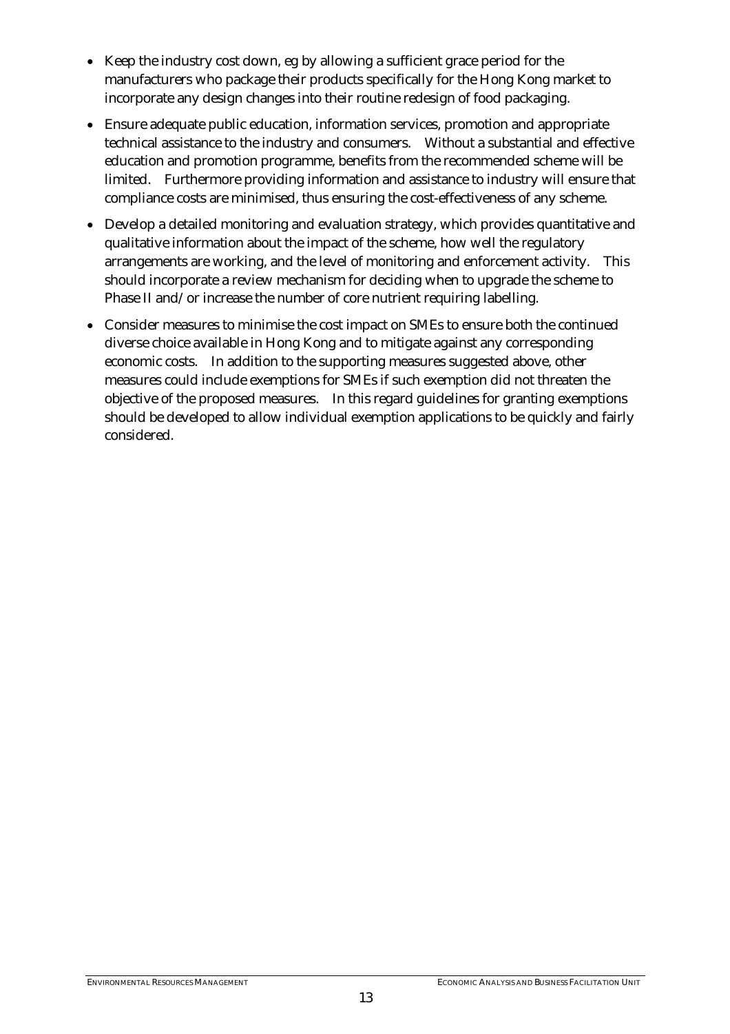- Keep the industry cost down, eg by allowing a sufficient grace period for the manufacturers who package their products specifically for the Hong Kong market to incorporate any design changes into their routine redesign of food packaging.
- Ensure adequate public education, information services, promotion and appropriate technical assistance to the industry and consumers. Without a substantial and effective education and promotion programme, benefits from the recommended scheme will be limited. Furthermore providing information and assistance to industry will ensure that compliance costs are minimised, thus ensuring the cost-effectiveness of any scheme.
- Develop a detailed monitoring and evaluation strategy, which provides quantitative and qualitative information about the impact of the scheme, how well the regulatory arrangements are working, and the level of monitoring and enforcement activity. This should incorporate a review mechanism for deciding when to upgrade the scheme to Phase II and/or increase the number of core nutrient requiring labelling.
- Consider measures to minimise the cost impact on SMEs to ensure both the continued diverse choice available in Hong Kong and to mitigate against any corresponding economic costs. In addition to the supporting measures suggested above, other measures could include exemptions for SMEs if such exemption did not threaten the objective of the proposed measures. In this regard guidelines for granting exemptions should be developed to allow individual exemption applications to be quickly and fairly considered.